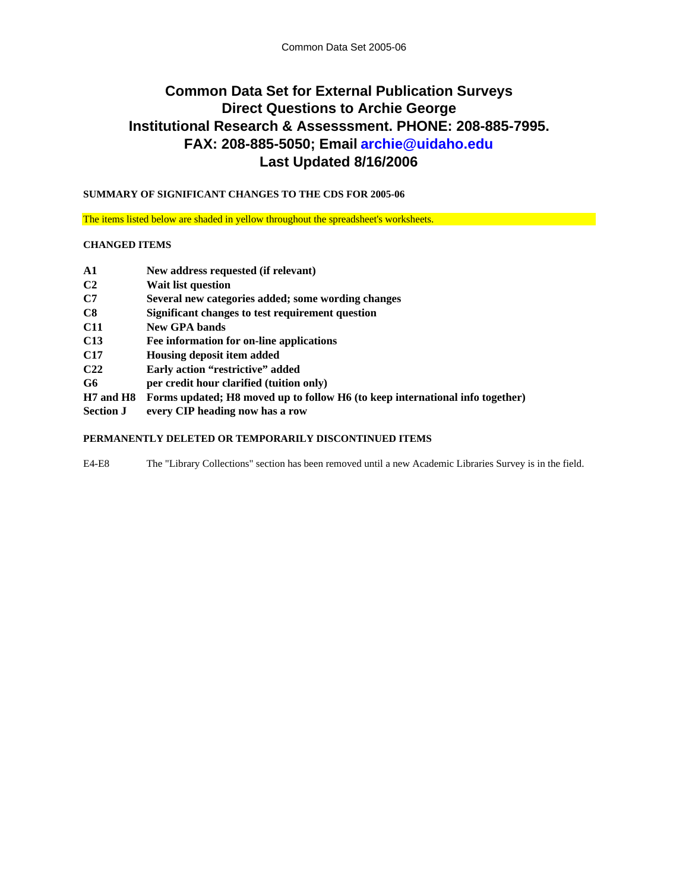Common Data Set 2005-06

# Common Data Set for External Publication Surveys
# Direct Questions to Archie George
# Institutional Research & Assesssment. PHONE: 208-885-7995.
# FAX: 208-885-5050; Email archie@uidaho.edu
# Last Updated 8/16/2006

**SUMMARY OF SIGNIFICANT CHANGES TO THE CDS FOR 2005-06**

The items listed below are shaded in yellow throughout the spreadsheet's worksheets.

**CHANGED ITEMS**

| | |
|---|---|
| **A1** | **New address requested (if relevant)** |
| **C2** | **Wait list question** |
| **C7** | **Several new categories added; some wording changes** |
| **C8** | **Significant changes to test requirement question** |
| **C11** | **New GPA bands** |
| **C13** | **Fee information for on-line applications** |
| **C17** | **Housing deposit item added** |
| **C22** | **Early action “restrictive” added** |
| **G6** | **per credit hour clarified (tuition only)** |
| **H7 and H8** | **Forms updated; H8 moved up to follow H6 (to keep international info together)** |
| **Section J** | **every CIP heading now has a row** |

**PERMANENTLY DELETED OR TEMPORARILY DISCONTINUED ITEMS**

| | |
|---|---|
| E4-E8 | The "Library Collections" section has been removed until a new Academic Libraries Survey is in the field. |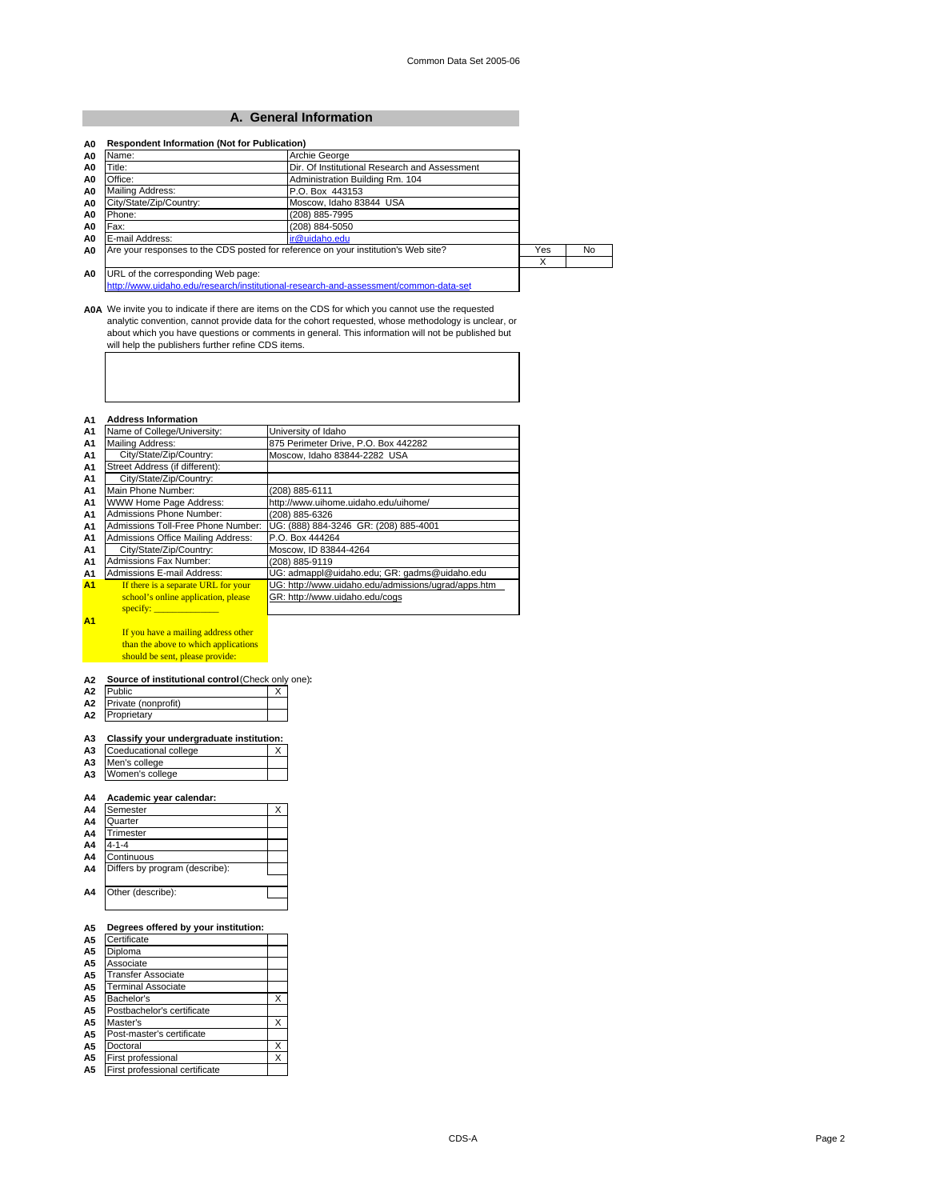## A. General Information

**A0 Respondent Information (Not for Publication)**

| | | |
|---|---|---|
| A0 | Name: | Archie George |
| A0 | Title: | Dir. Of Institutional Research and Assessment |
| A0 | Office: | Administration Building Rm. 104 |
| A0 | Mailing Address: | P.O. Box 443153 |
| A0 | City/State/Zip/Country: | Moscow, Idaho 83844 USA |
| A0 | Phone: | (208) 885-7995 |
| A0 | Fax: | (208) 884-5050 |
| A0 | E-mail Address: | ir@uidaho.edu |

| | | Yes | No |
|---|---|---|---|
| A0 | Are your responses to the CDS posted for reference on your institution's Web site? | X | |

A0 URL of the corresponding Web page:
http://www.uidaho.edu/research/institutional-research-and-assessment/common-data-set

**A0A** We invite you to indicate if there are items on the CDS for which you cannot use the requested analytic convention, cannot provide data for the cohort requested, whose methodology is unclear, or about which you have questions or comments in general. This information will not be published but will help the publishers further refine CDS items.

**A1 Address Information**

| | | |
|---|---|---|
| A1 | Name of College/University: | University of Idaho |
| A1 | Mailing Address: | 875 Perimeter Drive, P.O. Box 442282 |
| A1 | City/State/Zip/Country: | Moscow, Idaho 83844-2282 USA |
| A1 | Street Address (if different): | |
| A1 | City/State/Zip/Country: | |
| A1 | Main Phone Number: | (208) 885-6111 |
| A1 | WWW Home Page Address: | http://www.uihome.uidaho.edu/uihome/ |
| A1 | Admissions Phone Number: | (208) 885-6326 |
| A1 | Admissions Toll-Free Phone Number: | UG: (888) 884-3246 GR: (208) 885-4001 |
| A1 | Admissions Office Mailing Address: | P.O. Box 444264 |
| A1 | City/State/Zip/Country: | Moscow, ID 83844-4264 |
| A1 | Admissions Fax Number: | (208) 885-9119 |
| A1 | Admissions E-mail Address: | UG: admappl@uidaho.edu; GR: gadms@uidaho.edu |
| A1 | If there is a separate URL for your school's online application, please specify: ______________ | UG: http://www.uidaho.edu/admissions/ugrad/apps.htm GR: http://www.uidaho.edu/cogs |
| A1 | If you have a mailing address other than the above to which applications should be sent, please provide: | |

**A2 Source of institutional control** (Check only one):

| | | |
|---|---|---|
| A2 | Public | X |
| A2 | Private (nonprofit) | |
| A2 | Proprietary | |

**A3 Classify your undergraduate institution:**

| | | |
|---|---|---|
| A3 | Coeducational college | X |
| A3 | Men's college | |
| A3 | Women's college | |

**A4 Academic year calendar:**

| | | |
|---|---|---|
| A4 | Semester | X |
| A4 | Quarter | |
| A4 | Trimester | |
| A4 | 4-1-4 | |
| A4 | Continuous | |
| A4 | Differs by program (describe): | |
| A4 | Other (describe): | |

**A5 Degrees offered by your institution:**

| | | |
|---|---|---|
| A5 | Certificate | |
| A5 | Diploma | |
| A5 | Associate | |
| A5 | Transfer Associate | |
| A5 | Terminal Associate | |
| A5 | Bachelor's | X |
| A5 | Postbachelor's certificate | |
| A5 | Master's | X |
| A5 | Post-master's certificate | |
| A5 | Doctoral | X |
| A5 | First professional | X |
| A5 | First professional certificate | |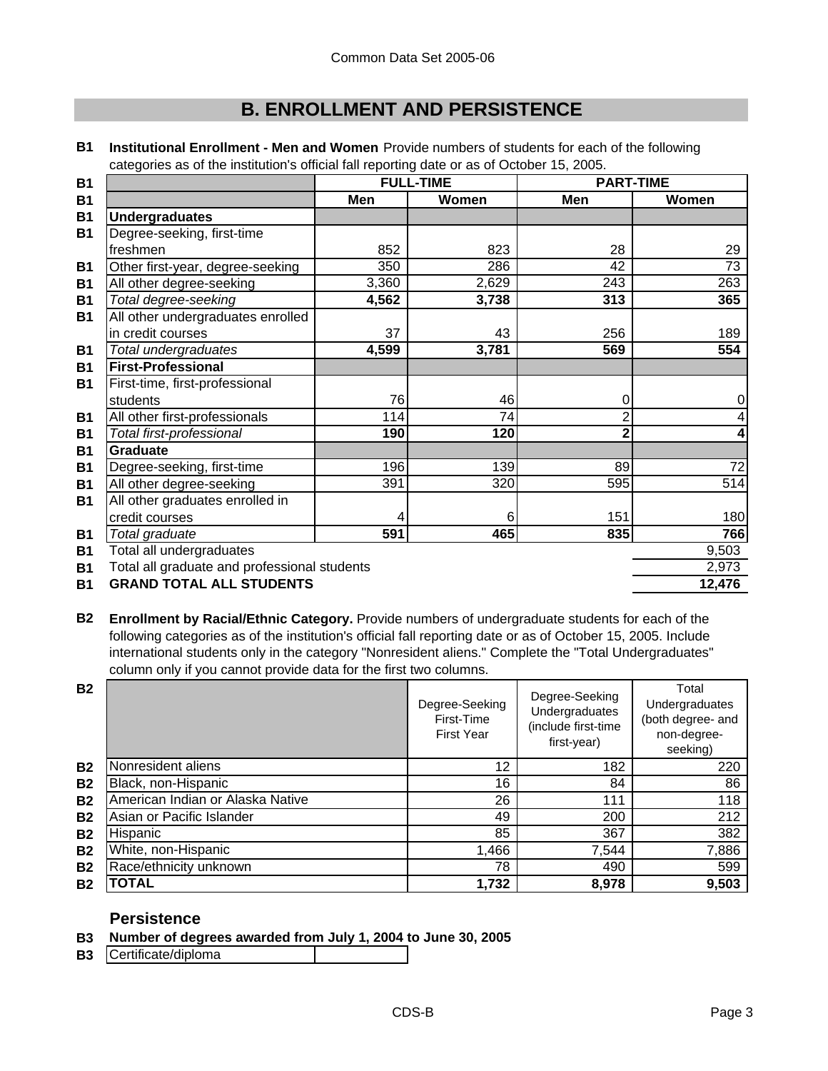# B. ENROLLMENT AND PERSISTENCE

**B1 Institutional Enrollment - Men and Women** Provide numbers of students for each of the following categories as of the institution's official fall reporting date or as of October 15, 2005.

| | FULL-TIME | | PART-TIME | |
|---|---|---|---|---|
| | **Men** | **Women** | **Men** | **Women** |
| **Undergraduates** | | | | |
| Degree-seeking, first-time freshmen | 852 | 823 | 28 | 29 |
| Other first-year, degree-seeking | 350 | 286 | 42 | 73 |
| All other degree-seeking | 3,360 | 2,629 | 243 | 263 |
| *Total degree-seeking* | **4,562** | **3,738** | **313** | **365** |
| All other undergraduates enrolled in credit courses | 37 | 43 | 256 | 189 |
| *Total undergraduates* | **4,599** | **3,781** | **569** | **554** |
| **First-Professional** | | | | |
| First-time, first-professional students | 76 | 46 | 0 | 0 |
| All other first-professionals | 114 | 74 | 2 | 4 |
| *Total first-professional* | **190** | **120** | **2** | **4** |
| **Graduate** | | | | |
| Degree-seeking, first-time | 196 | 139 | 89 | 72 |
| All other degree-seeking | 391 | 320 | 595 | 514 |
| All other graduates enrolled in credit courses | 4 | 6 | 151 | 180 |
| *Total graduate* | **591** | **465** | **835** | **766** |
| Total all undergraduates | | | | 9,503 |
| Total all graduate and professional students | | | | 2,973 |
| **GRAND TOTAL ALL STUDENTS** | | | | **12,476** |

**B2 Enrollment by Racial/Ethnic Category.** Provide numbers of undergraduate students for each of the following categories as of the institution's official fall reporting date or as of October 15, 2005. Include international students only in the category "Nonresident aliens." Complete the "Total Undergraduates" column only if you cannot provide data for the first two columns.

| | Degree-Seeking First-Time First Year | Degree-Seeking Undergraduates (include first-time first-year) | Total Undergraduates (both degree- and non-degree-seeking) |
|---|---|---|---|
| Nonresident aliens | 12 | 182 | 220 |
| Black, non-Hispanic | 16 | 84 | 86 |
| American Indian or Alaska Native | 26 | 111 | 118 |
| Asian or Pacific Islander | 49 | 200 | 212 |
| Hispanic | 85 | 367 | 382 |
| White, non-Hispanic | 1,466 | 7,544 | 7,886 |
| Race/ethnicity unknown | 78 | 490 | 599 |
| **TOTAL** | **1,732** | **8,978** | **9,503** |

## Persistence

**B3 Number of degrees awarded from July 1, 2004 to June 30, 2005**

| Certificate/diploma | |
|---|---|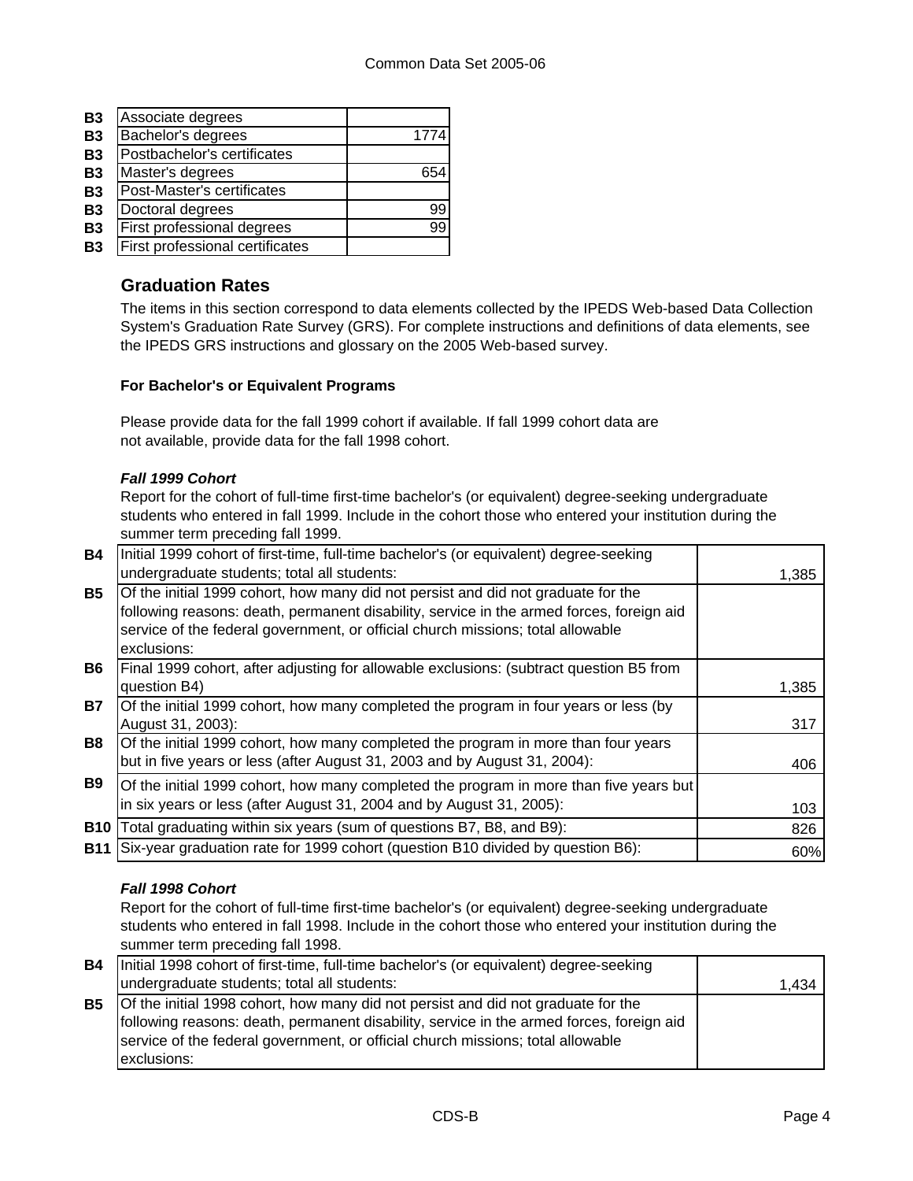| | | |
|---|---|---|
| **B3** | Associate degrees | |
| **B3** | Bachelor's degrees | 1774 |
| **B3** | Postbachelor's certificates | |
| **B3** | Master's degrees | 654 |
| **B3** | Post-Master's certificates | |
| **B3** | Doctoral degrees | 99 |
| **B3** | First professional degrees | 99 |
| **B3** | First professional certificates | |

## Graduation Rates

The items in this section correspond to data elements collected by the IPEDS Web-based Data Collection System's Graduation Rate Survey (GRS). For complete instructions and definitions of data elements, see the IPEDS GRS instructions and glossary on the 2005 Web-based survey.

### For Bachelor's or Equivalent Programs

Please provide data for the fall 1999 cohort if available. If fall 1999 cohort data are not available, provide data for the fall 1998 cohort.

***Fall 1999 Cohort***

Report for the cohort of full-time first-time bachelor's (or equivalent) degree-seeking undergraduate students who entered in fall 1999. Include in the cohort those who entered your institution during the summer term preceding fall 1999.

| | | |
|---|---|---|
| **B4** | Initial 1999 cohort of first-time, full-time bachelor's (or equivalent) degree-seeking undergraduate students; total all students: | 1,385 |
| **B5** | Of the initial 1999 cohort, how many did not persist and did not graduate for the following reasons: death, permanent disability, service in the armed forces, foreign aid service of the federal government, or official church missions; total allowable exclusions: | |
| **B6** | Final 1999 cohort, after adjusting for allowable exclusions: (subtract question B5 from question B4) | 1,385 |
| **B7** | Of the initial 1999 cohort, how many completed the program in four years or less (by August 31, 2003): | 317 |
| **B8** | Of the initial 1999 cohort, how many completed the program in more than four years but in five years or less (after August 31, 2003 and by August 31, 2004): | 406 |
| **B9** | Of the initial 1999 cohort, how many completed the program in more than five years but in six years or less (after August 31, 2004 and by August 31, 2005): | 103 |
| **B10** | Total graduating within six years (sum of questions B7, B8, and B9): | 826 |
| **B11** | Six-year graduation rate for 1999 cohort (question B10 divided by question B6): | 60% |

***Fall 1998 Cohort***

Report for the cohort of full-time first-time bachelor's (or equivalent) degree-seeking undergraduate students who entered in fall 1998. Include in the cohort those who entered your institution during the summer term preceding fall 1998.

| | | |
|---|---|---|
| **B4** | Initial 1998 cohort of first-time, full-time bachelor's (or equivalent) degree-seeking undergraduate students; total all students: | 1,434 |
| **B5** | Of the initial 1998 cohort, how many did not persist and did not graduate for the following reasons: death, permanent disability, service in the armed forces, foreign aid service of the federal government, or official church missions; total allowable exclusions: | |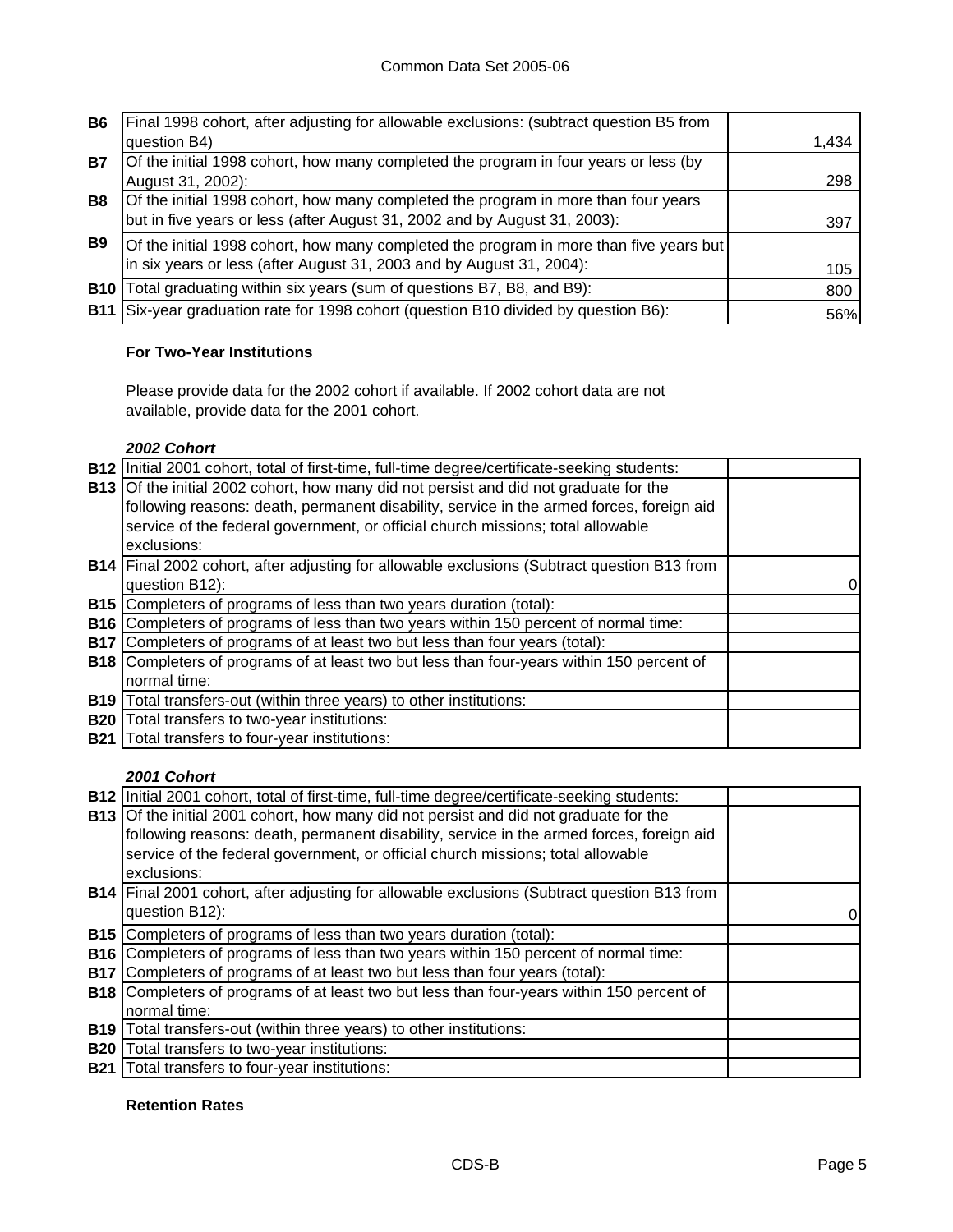| | | |
|---|---|---|
| **B6** | Final 1998 cohort, after adjusting for allowable exclusions: (subtract question B5 from question B4) | 1,434 |
| **B7** | Of the initial 1998 cohort, how many completed the program in four years or less (by August 31, 2002): | 298 |
| **B8** | Of the initial 1998 cohort, how many completed the program in more than four years but in five years or less (after August 31, 2002 and by August 31, 2003): | 397 |
| **B9** | Of the initial 1998 cohort, how many completed the program in more than five years but in six years or less (after August 31, 2003 and by August 31, 2004): | 105 |
| **B10** | Total graduating within six years (sum of questions B7, B8, and B9): | 800 |
| **B11** | Six-year graduation rate for 1998 cohort (question B10 divided by question B6): | 56% |

**For Two-Year Institutions**

Please provide data for the 2002 cohort if available. If 2002 cohort data are not available, provide data for the 2001 cohort.

***2002 Cohort***

| | | |
|---|---|---|
| **B12** | Initial 2001 cohort, total of first-time, full-time degree/certificate-seeking students: | |
| **B13** | Of the initial 2002 cohort, how many did not persist and did not graduate for the following reasons: death, permanent disability, service in the armed forces, foreign aid service of the federal government, or official church missions; total allowable exclusions: | |
| **B14** | Final 2002 cohort, after adjusting for allowable exclusions (Subtract question B13 from question B12): | 0 |
| **B15** | Completers of programs of less than two years duration (total): | |
| **B16** | Completers of programs of less than two years within 150 percent of normal time: | |
| **B17** | Completers of programs of at least two but less than four years (total): | |
| **B18** | Completers of programs of at least two but less than four-years within 150 percent of normal time: | |
| **B19** | Total transfers-out (within three years) to other institutions: | |
| **B20** | Total transfers to two-year institutions: | |
| **B21** | Total transfers to four-year institutions: | |

***2001 Cohort***

| | | |
|---|---|---|
| **B12** | Initial 2001 cohort, total of first-time, full-time degree/certificate-seeking students: | |
| **B13** | Of the initial 2001 cohort, how many did not persist and did not graduate for the following reasons: death, permanent disability, service in the armed forces, foreign aid service of the federal government, or official church missions; total allowable exclusions: | |
| **B14** | Final 2001 cohort, after adjusting for allowable exclusions (Subtract question B13 from question B12): | 0 |
| **B15** | Completers of programs of less than two years duration (total): | |
| **B16** | Completers of programs of less than two years within 150 percent of normal time: | |
| **B17** | Completers of programs of at least two but less than four years (total): | |
| **B18** | Completers of programs of at least two but less than four-years within 150 percent of normal time: | |
| **B19** | Total transfers-out (within three years) to other institutions: | |
| **B20** | Total transfers to two-year institutions: | |
| **B21** | Total transfers to four-year institutions: | |

**Retention Rates**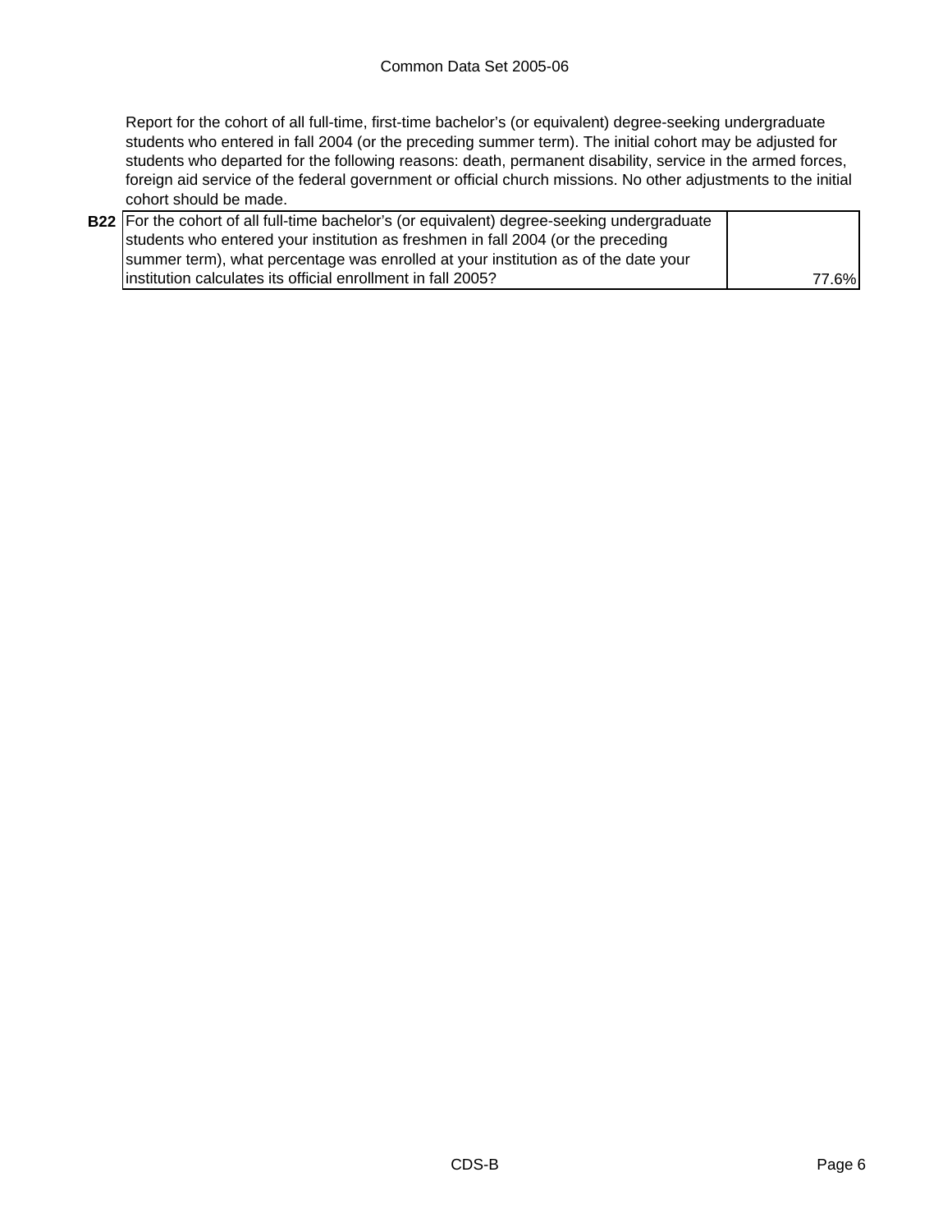Report for the cohort of all full-time, first-time bachelor's (or equivalent) degree-seeking undergraduate students who entered in fall 2004 (or the preceding summer term). The initial cohort may be adjusted for students who departed for the following reasons: death, permanent disability, service in the armed forces, foreign aid service of the federal government or official church missions. No other adjustments to the initial cohort should be made.

| | | |
|---|---|---|
| **B22** | For the cohort of all full-time bachelor's (or equivalent) degree-seeking undergraduate students who entered your institution as freshmen in fall 2004 (or the preceding summer term), what percentage was enrolled at your institution as of the date your institution calculates its official enrollment in fall 2005? | 77.6% |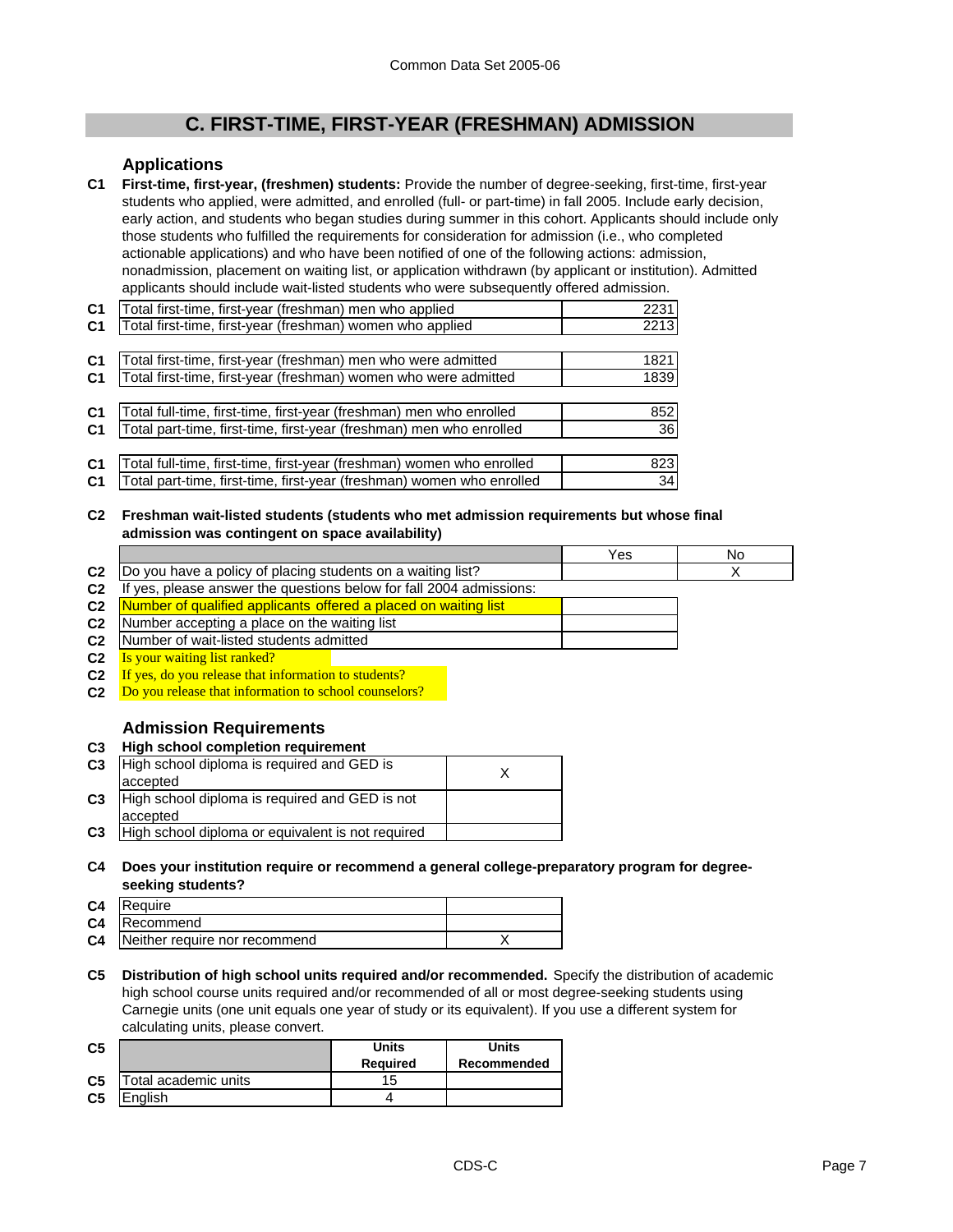## C. FIRST-TIME, FIRST-YEAR (FRESHMAN) ADMISSION

### Applications

**C1** **First-time, first-year, (freshmen) students:** Provide the number of degree-seeking, first-time, first-year students who applied, were admitted, and enrolled (full- or part-time) in fall 2005. Include early decision, early action, and students who began studies during summer in this cohort. Applicants should include only those students who fulfilled the requirements for consideration for admission (i.e., who completed actionable applications) and who have been notified of one of the following actions: admission, nonadmission, placement on waiting list, or application withdrawn (by applicant or institution). Admitted applicants should include wait-listed students who were subsequently offered admission.

| | | |
|---|---|---|
| C1 | Total first-time, first-year (freshman) men who applied | 2231 |
| C1 | Total first-time, first-year (freshman) women who applied | 2213 |
| C1 | Total first-time, first-year (freshman) men who were admitted | 1821 |
| C1 | Total first-time, first-year (freshman) women who were admitted | 1839 |
| C1 | Total full-time, first-time, first-year (freshman) men who enrolled | 852 |
| C1 | Total part-time, first-time, first-year (freshman) men who enrolled | 36 |
| C1 | Total full-time, first-time, first-year (freshman) women who enrolled | 823 |
| C1 | Total part-time, first-time, first-year (freshman) women who enrolled | 34 |

**C2** **Freshman wait-listed students (students who met admission requirements but whose final admission was contingent on space availability)**

| | | Yes | No |
|---|---|---|---|
| C2 | Do you have a policy of placing students on a waiting list? | | X |
| C2 | If yes, please answer the questions below for fall 2004 admissions: | | |
| C2 | Number of qualified applicants offered a placed on waiting list | | |
| C2 | Number accepting a place on the waiting list | | |
| C2 | Number of wait-listed students admitted | | |
| C2 | Is your waiting list ranked? | | |
| C2 | If yes, do you release that information to students? | | |
| C2 | Do you release that information to school counselors? | | |

### Admission Requirements

**C3** **High school completion requirement**

| | | |
|---|---|---|
| C3 | High school diploma is required and GED is accepted | X |
| C3 | High school diploma is required and GED is not accepted | |
| C3 | High school diploma or equivalent is not required | |

**C4** **Does your institution require or recommend a general college-preparatory program for degree-seeking students?**

| | | |
|---|---|---|
| C4 | Require | |
| C4 | Recommend | |
| C4 | Neither require nor recommend | X |

**C5** **Distribution of high school units required and/or recommended.** Specify the distribution of academic high school course units required and/or recommended of all or most degree-seeking students using Carnegie units (one unit equals one year of study or its equivalent). If you use a different system for calculating units, please convert.

| C5 | | Units Required | Units Recommended |
|---|---|---|---|
| C5 | Total academic units | 15 | |
| C5 | English | 4 | |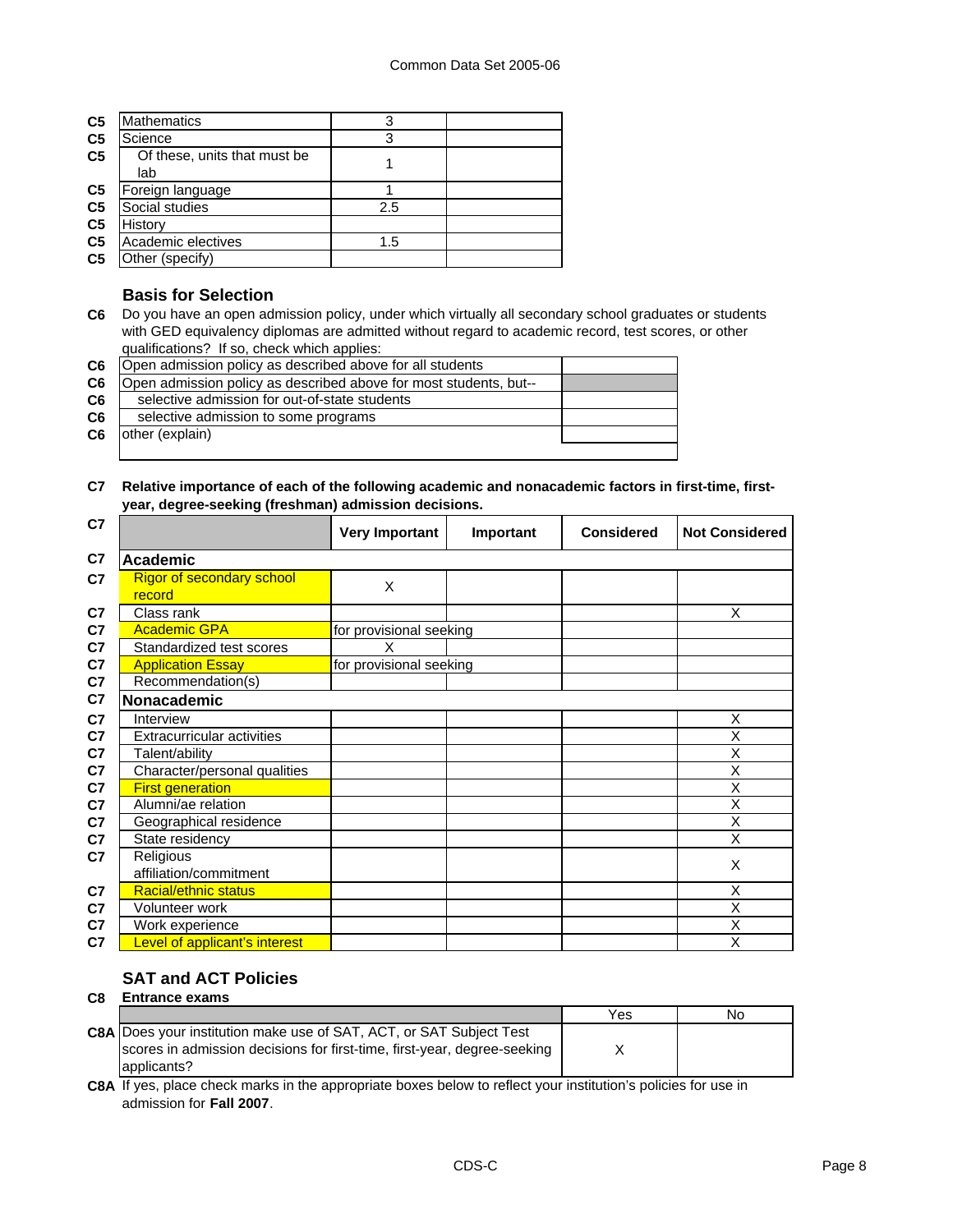| | | | |
|---|---|---|---|
| C5 | Mathematics | 3 | |
| C5 | Science | 3 | |
| C5 | Of these, units that must be lab | 1 | |
| C5 | Foreign language | 1 | |
| C5 | Social studies | 2.5 | |
| C5 | History | | |
| C5 | Academic electives | 1.5 | |
| C5 | Other (specify) | | |

### Basis for Selection

**C6** Do you have an open admission policy, under which virtually all secondary school graduates or students with GED equivalency diplomas are admitted without regard to academic record, test scores, or other qualifications? If so, check which applies:

| | | |
|---|---|---|
| C6 | Open admission policy as described above for all students | |
| C6 | Open admission policy as described above for most students, but-- | |
| C6 | selective admission for out-of-state students | |
| C6 | selective admission to some programs | |
| C6 | other (explain) | |

**C7 Relative importance of each of the following academic and nonacademic factors in first-time, first-year, degree-seeking (freshman) admission decisions.**

| C7 | | Very Important | Important | Considered | Not Considered |
|---|---|---|---|---|---|
| C7 | **Academic** | | | | |
| C7 | Rigor of secondary school record | X | | | |
| C7 | Class rank | | | | X |
| C7 | Academic GPA | for provisional seeking | | | |
| C7 | Standardized test scores | X | | | |
| C7 | Application Essay | for provisional seeking | | | |
| C7 | Recommendation(s) | | | | |
| C7 | **Nonacademic** | | | | |
| C7 | Interview | | | | X |
| C7 | Extracurricular activities | | | | X |
| C7 | Talent/ability | | | | X |
| C7 | Character/personal qualities | | | | X |
| C7 | First generation | | | | X |
| C7 | Alumni/ae relation | | | | X |
| C7 | Geographical residence | | | | X |
| C7 | State residency | | | | X |
| C7 | Religious affiliation/commitment | | | | X |
| C7 | Racial/ethnic status | | | | X |
| C7 | Volunteer work | | | | X |
| C7 | Work experience | | | | X |
| C7 | Level of applicant's interest | | | | X |

### SAT and ACT Policies

**C8 Entrance exams**

| | | Yes | No |
|---|---|---|---|
| C8A | Does your institution make use of SAT, ACT, or SAT Subject Test scores in admission decisions for first-time, first-year, degree-seeking applicants? | X | |

**C8A** If yes, place check marks in the appropriate boxes below to reflect your institution's policies for use in admission for **Fall 2007**.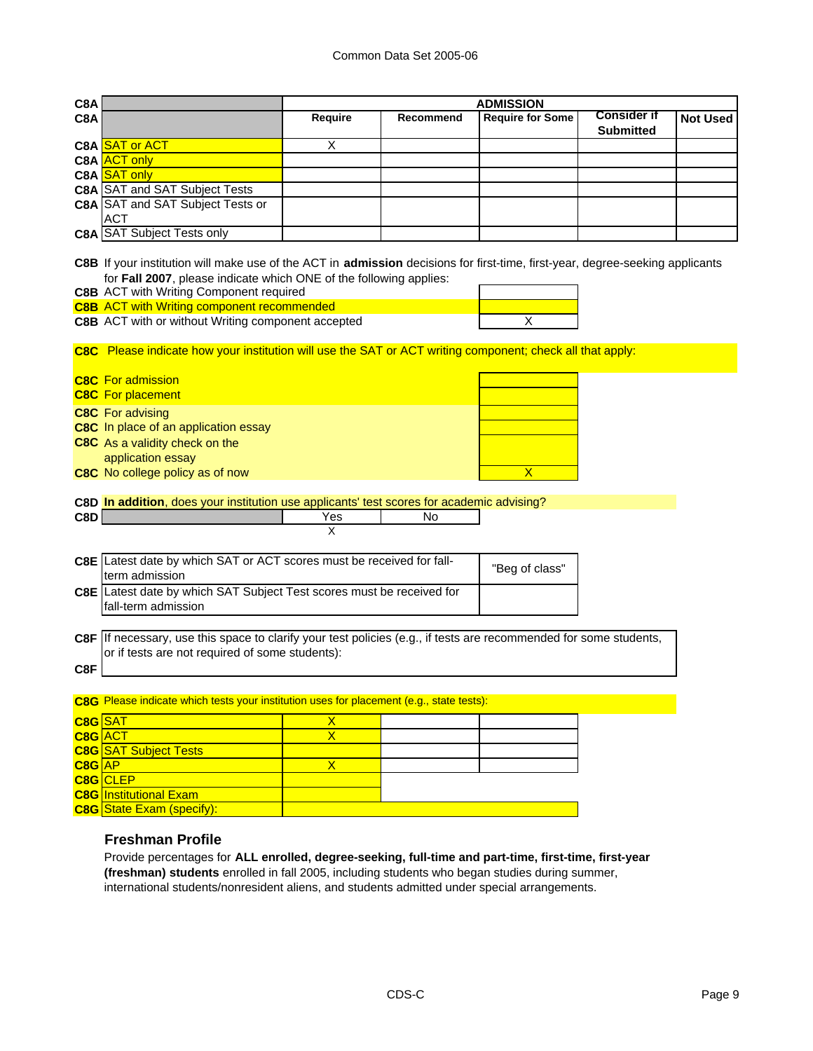| C8A | ADMISSION | | | | |
|---|---|---|---|---|---|
| C8A | Require | Recommend | Require for Some | Consider if Submitted | Not Used |
| SAT or ACT | X | | | | |
| ACT only | | | | | |
| SAT only | | | | | |
| SAT and SAT Subject Tests | | | | | |
| SAT and SAT Subject Tests or ACT | | | | | |
| SAT Subject Tests only | | | | | |

**C8B** If your institution will make use of the ACT in **admission** decisions for first-time, first-year, degree-seeking applicants for **Fall 2007**, please indicate which ONE of the following applies:

| C8B | |
|---|---|
| ACT with Writing Component required | |
| ACT with Writing component recommended | |
| ACT with or without Writing component accepted | X |

**C8C** Please indicate how your institution will use the SAT or ACT writing component; check all that apply:

| C8C | |
|---|---|
| For admission | |
| For placement | |
| For advising | |
| In place of an application essay | |
| As a validity check on the application essay | |
| No college policy as of now | X |

**C8D** **In addition**, does your institution use applicants' test scores for academic advising?

| C8D | Yes | No |
|---|---|---|
| | X | |

| C8E | |
|---|---|
| Latest date by which SAT or ACT scores must be received for fall-term admission | "Beg of class" |
| Latest date by which SAT Subject Test scores must be received for fall-term admission | |

**C8F** If necessary, use this space to clarify your test policies (e.g., if tests are recommended for some students, or if tests are not required of some students):

**C8G** Please indicate which tests your institution uses for placement (e.g., state tests):

| C8G | |
|---|---|
| SAT | X |
| ACT | X |
| SAT Subject Tests | |
| AP | X |
| CLEP | |
| Institutional Exam | |
| State Exam (specify): | |

## Freshman Profile

Provide percentages for **ALL enrolled, degree-seeking, full-time and part-time, first-time, first-year (freshman) students** enrolled in fall 2005, including students who began studies during summer, international students/nonresident aliens, and students admitted under special arrangements.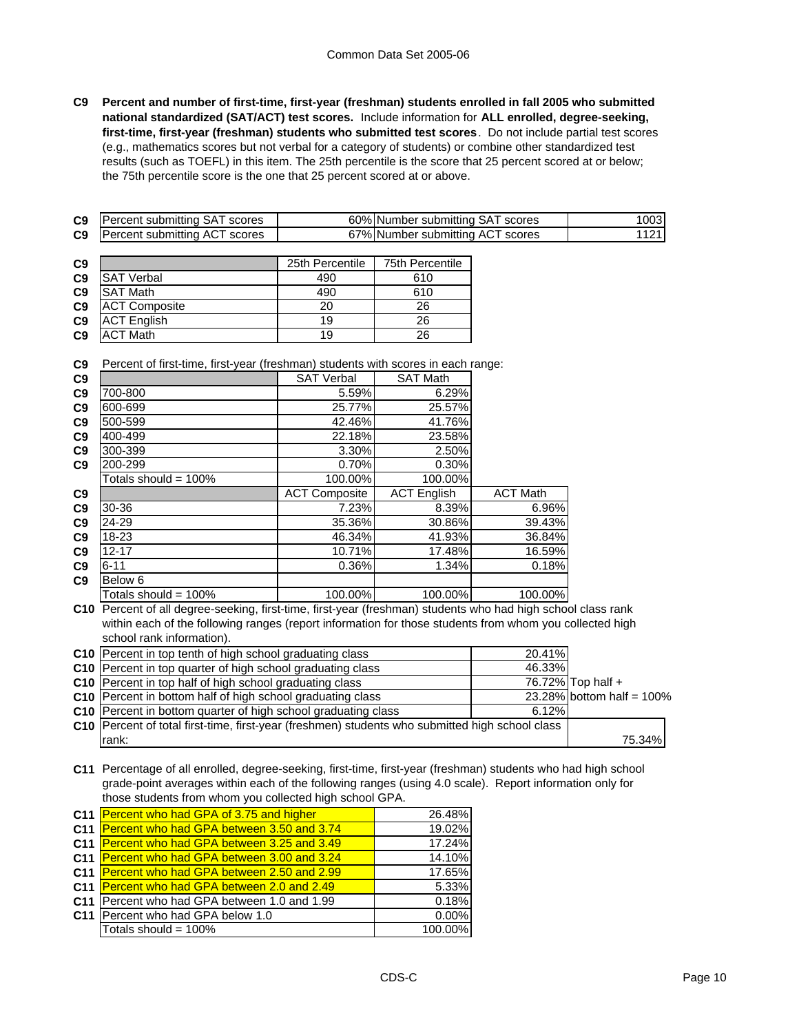Common Data Set 2005-06

**C9 Percent and number of first-time, first-year (freshman) students enrolled in fall 2005 who submitted national standardized (SAT/ACT) test scores.** Include information for **ALL enrolled, degree-seeking, first-time, first-year (freshman) students who submitted test scores**. Do not include partial test scores (e.g., mathematics scores but not verbal for a category of students) or combine other standardized test results (such as TOEFL) in this item. The 25th percentile is the score that 25 percent scored at or below; the 75th percentile score is the one that 25 percent scored at or above.

| | | | | |
|---|---|---|---|---|
| C9 | Percent submitting SAT scores | 60% | Number submitting SAT scores | 1003 |
| C9 | Percent submitting ACT scores | 67% | Number submitting ACT scores | 1121 |

| | | 25th Percentile | 75th Percentile |
|---|---|---|---|
| C9 | SAT Verbal | 490 | 610 |
| C9 | SAT Math | 490 | 610 |
| C9 | ACT Composite | 20 | 26 |
| C9 | ACT English | 19 | 26 |
| C9 | ACT Math | 19 | 26 |

C9 Percent of first-time, first-year (freshman) students with scores in each range:

| | | SAT Verbal | SAT Math |
|---|---|---|---|
| C9 | 700-800 | 5.59% | 6.29% |
| C9 | 600-699 | 25.77% | 25.57% |
| C9 | 500-599 | 42.46% | 41.76% |
| C9 | 400-499 | 22.18% | 23.58% |
| C9 | 300-399 | 3.30% | 2.50% |
| C9 | 200-299 | 0.70% | 0.30% |
| | Totals should = 100% | 100.00% | 100.00% |

| | | ACT Composite | ACT English | ACT Math |
|---|---|---|---|---|
| C9 | 30-36 | 7.23% | 8.39% | 6.96% |
| C9 | 24-29 | 35.36% | 30.86% | 39.43% |
| C9 | 18-23 | 46.34% | 41.93% | 36.84% |
| C9 | 12-17 | 10.71% | 17.48% | 16.59% |
| C9 | 6-11 | 0.36% | 1.34% | 0.18% |
| C9 | Below 6 | | | |
| | Totals should = 100% | 100.00% | 100.00% | 100.00% |

**C10** Percent of all degree-seeking, first-time, first-year (freshman) students who had high school class rank within each of the following ranges (report information for those students from whom you collected high school rank information).

| | | | |
|---|---|---|---|
| C10 | Percent in top tenth of high school graduating class | 20.41% | |
| C10 | Percent in top quarter of high school graduating class | 46.33% | |
| C10 | Percent in top half of high school graduating class | 76.72% | Top half + |
| C10 | Percent in bottom half of high school graduating class | 23.28% | bottom half = 100% |
| C10 | Percent in bottom quarter of high school graduating class | 6.12% | |
| C10 | Percent of total first-time, first-year (freshmen) students who submitted high school class rank: | | 75.34% |

**C11** Percentage of all enrolled, degree-seeking, first-time, first-year (freshman) students who had high school grade-point averages within each of the following ranges (using 4.0 scale). Report information only for those students from whom you collected high school GPA.

| | | |
|---|---|---|
| C11 | Percent who had GPA of 3.75 and higher | 26.48% |
| C11 | Percent who had GPA between 3.50 and 3.74 | 19.02% |
| C11 | Percent who had GPA between 3.25 and 3.49 | 17.24% |
| C11 | Percent who had GPA between 3.00 and 3.24 | 14.10% |
| C11 | Percent who had GPA between 2.50 and 2.99 | 17.65% |
| C11 | Percent who had GPA between 2.0 and 2.49 | 5.33% |
| C11 | Percent who had GPA between 1.0 and 1.99 | 0.18% |
| C11 | Percent who had GPA below 1.0 | 0.00% |
| | Totals should = 100% | 100.00% |

CDS-C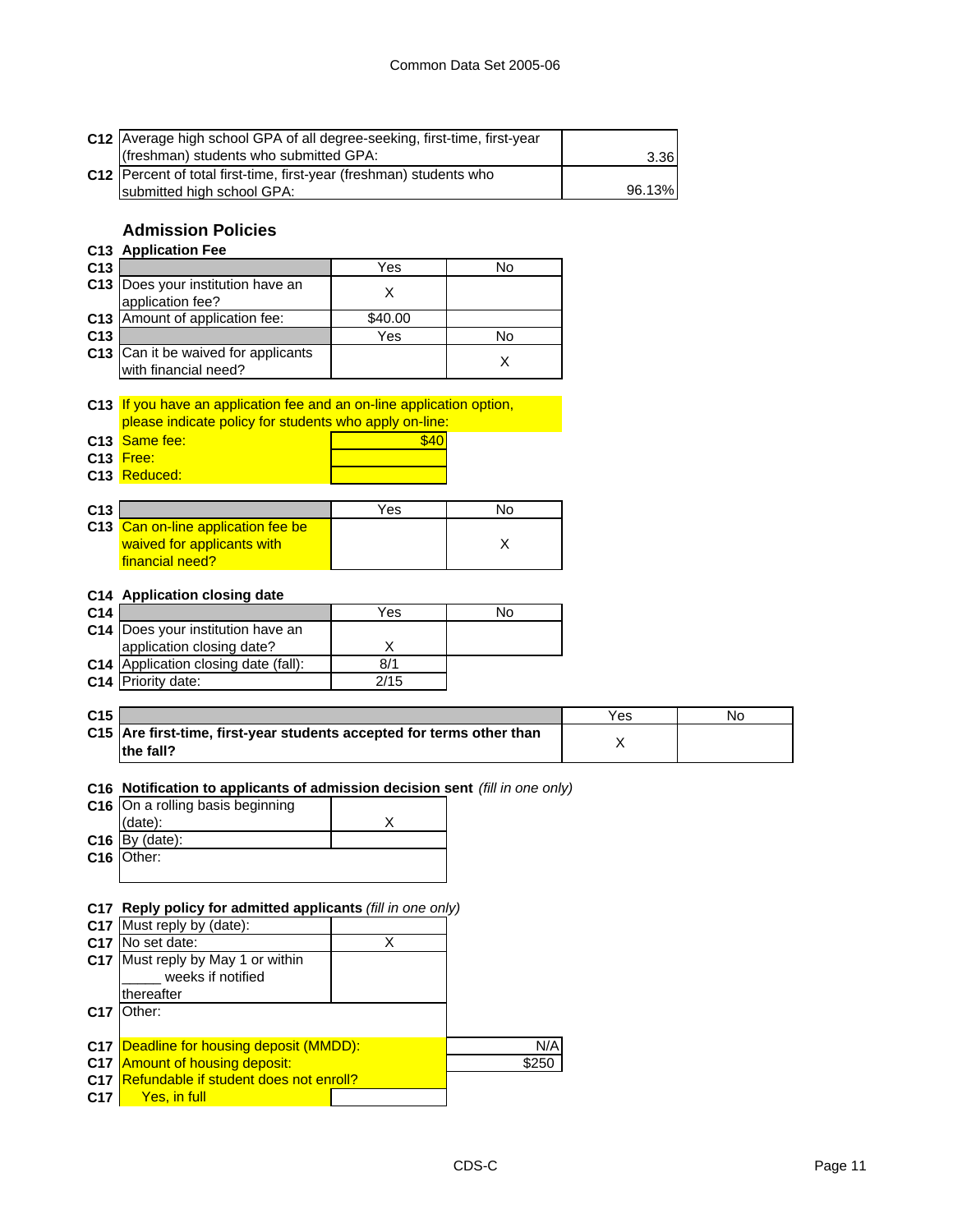| | | |
|---|---|---|
| C12 | Average high school GPA of all degree-seeking, first-time, first-year (freshman) students who submitted GPA: | 3.36 |
| C12 | Percent of total first-time, first-year (freshman) students who submitted high school GPA: | 96.13% |

## Admission Policies

### C13 Application Fee

| | | Yes | No |
|---|---|---|---|
| C13 | Does your institution have an application fee? | X | |
| C13 | Amount of application fee: | $40.00 | |

| | | Yes | No |
|---|---|---|---|
| C13 | Can it be waived for applicants with financial need? | | X |

C13 If you have an application fee and an on-line application option, please indicate policy for students who apply on-line:

| | | |
|---|---|---|
| C13 | Same fee: | $40 |
| C13 | Free: | |
| C13 | Reduced: | |

| | | Yes | No |
|---|---|---|---|
| C13 | Can on-line application fee be waived for applicants with financial need? | | X |

### C14 Application closing date

| | | Yes | No |
|---|---|---|---|
| C14 | Does your institution have an application closing date? | X | |
| C14 | Application closing date (fall): | 8/1 | |
| C14 | Priority date: | 2/15 | |

| | | Yes | No |
|---|---|---|---|
| C15 | **Are first-time, first-year students accepted for terms other than the fall?** | X | |

### C16 Notification to applicants of admission decision sent *(fill in one only)*

| | | |
|---|---|---|
| C16 | On a rolling basis beginning (date): | X |
| C16 | By (date): | |
| C16 | Other: | |

### C17 Reply policy for admitted applicants *(fill in one only)*

| | | |
|---|---|---|
| C17 | Must reply by (date): | |
| C17 | No set date: | X |
| C17 | Must reply by May 1 or within _____ weeks if notified thereafter | |
| C17 | Other: | |

| | | |
|---|---|---|
| C17 | Deadline for housing deposit (MMDD): | N/A |
| C17 | Amount of housing deposit: | $250 |
| C17 | Refundable if student does not enroll? | |
| C17 | Yes, in full | |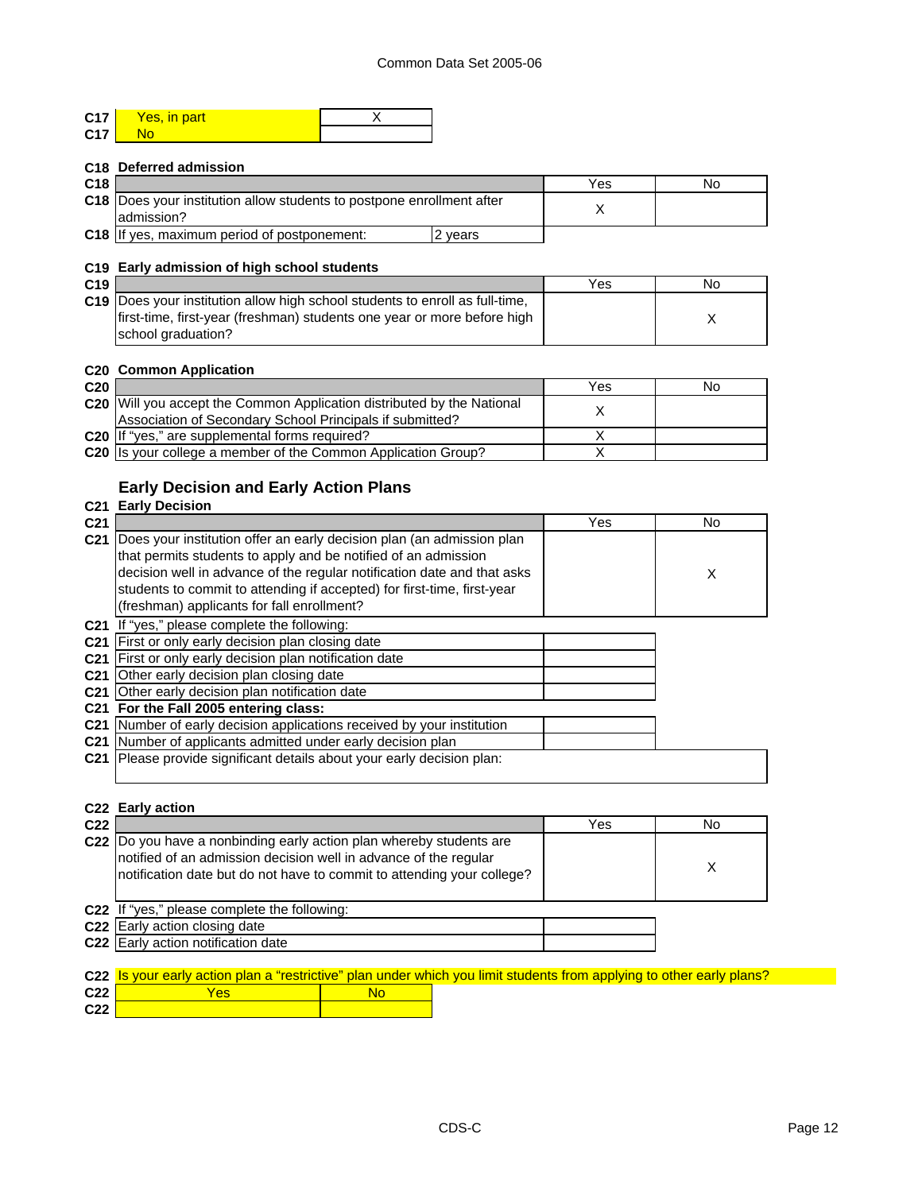| | | |
|---|---|---|
| C17 | Yes, in part | X |
| C17 | No | |

### C18 Deferred admission

| C18 | | Yes | No |
|---|---|---|---|
| C18 | Does your institution allow students to postpone enrollment after admission? | X | |
| C18 | If yes, maximum period of postponement: 2 years | | |

### C19 Early admission of high school students

| C19 | | Yes | No |
|---|---|---|---|
| C19 | Does your institution allow high school students to enroll as full-time, first-time, first-year (freshman) students one year or more before high school graduation? | | X |

### C20 Common Application

| C20 | | Yes | No |
|---|---|---|---|
| C20 | Will you accept the Common Application distributed by the National Association of Secondary School Principals if submitted? | X | |
| C20 | If "yes," are supplemental forms required? | X | |
| C20 | Is your college a member of the Common Application Group? | X | |

## Early Decision and Early Action Plans

### C21 Early Decision

| C21 | | Yes | No |
|---|---|---|---|
| C21 | Does your institution offer an early decision plan (an admission plan that permits students to apply and be notified of an admission decision well in advance of the regular notification date and that asks students to commit to attending if accepted) for first-time, first-year (freshman) applicants for fall enrollment? | | X |

C21 If "yes," please complete the following:

| C21 | | |
|---|---|---|
| C21 | First or only early decision plan closing date | |
| C21 | First or only early decision plan notification date | |
| C21 | Other early decision plan closing date | |
| C21 | Other early decision plan notification date | |
| C21 | **For the Fall 2005 entering class:** | |
| C21 | Number of early decision applications received by your institution | |
| C21 | Number of applicants admitted under early decision plan | |
| C21 | Please provide significant details about your early decision plan: | |

### C22 Early action

| C22 | | Yes | No |
|---|---|---|---|
| C22 | Do you have a nonbinding early action plan whereby students are notified of an admission decision well in advance of the regular notification date but do not have to commit to attending your college? | | X |

C22 If "yes," please complete the following:

| C22 | | |
|---|---|---|
| C22 | Early action closing date | |
| C22 | Early action notification date | |

C22 Is your early action plan a "restrictive" plan under which you limit students from applying to other early plans?

| C22 | Yes | No |
|---|---|---|
| C22 | | |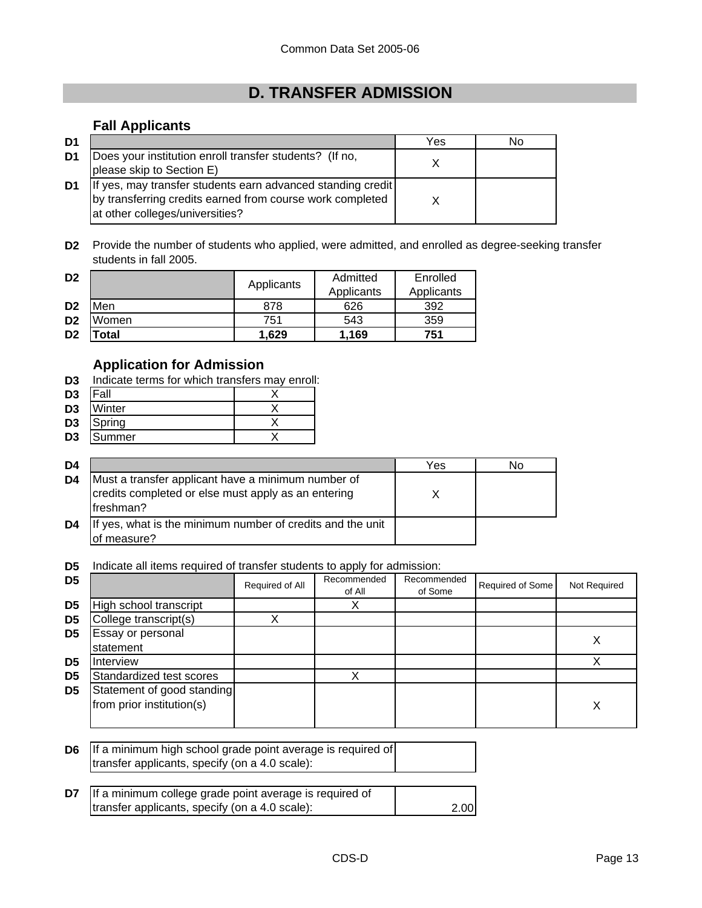# D. TRANSFER ADMISSION

## Fall Applicants

| D1 | | Yes | No |
|---|---|---|---|
| D1 | Does your institution enroll transfer students? (If no, please skip to Section E) | X | |
| D1 | If yes, may transfer students earn advanced standing credit by transferring credits earned from course work completed at other colleges/universities? | X | |

**D2** Provide the number of students who applied, were admitted, and enrolled as degree-seeking transfer students in fall 2005.

| D2 | | Applicants | Admitted Applicants | Enrolled Applicants |
|---|---|---|---|---|
| D2 | Men | 878 | 626 | 392 |
| D2 | Women | 751 | 543 | 359 |
| D2 | **Total** | **1,629** | **1,169** | **751** |

## Application for Admission

**D3** Indicate terms for which transfers may enroll:

| D3 | Term | |
|---|---|---|
| D3 | Fall | X |
| D3 | Winter | X |
| D3 | Spring | X |
| D3 | Summer | X |

| D4 | | Yes | No |
|---|---|---|---|
| D4 | Must a transfer applicant have a minimum number of credits completed or else must apply as an entering freshman? | X | |
| D4 | If yes, what is the minimum number of credits and the unit of measure? | | |

**D5** Indicate all items required of transfer students to apply for admission:

| D5 | | Required of All | Recommended of All | Recommended of Some | Required of Some | Not Required |
|---|---|---|---|---|---|---|
| D5 | High school transcript | | X | | | |
| D5 | College transcript(s) | X | | | | |
| D5 | Essay or personal statement | | | | | X |
| D5 | Interview | | | | | X |
| D5 | Standardized test scores | | X | | | |
| D5 | Statement of good standing from prior institution(s) | | | | | X |

| D6 | If a minimum high school grade point average is required of transfer applicants, specify (on a 4.0 scale): | |
|---|---|---|

| D7 | If a minimum college grade point average is required of transfer applicants, specify (on a 4.0 scale): | 2.00 |
|---|---|---|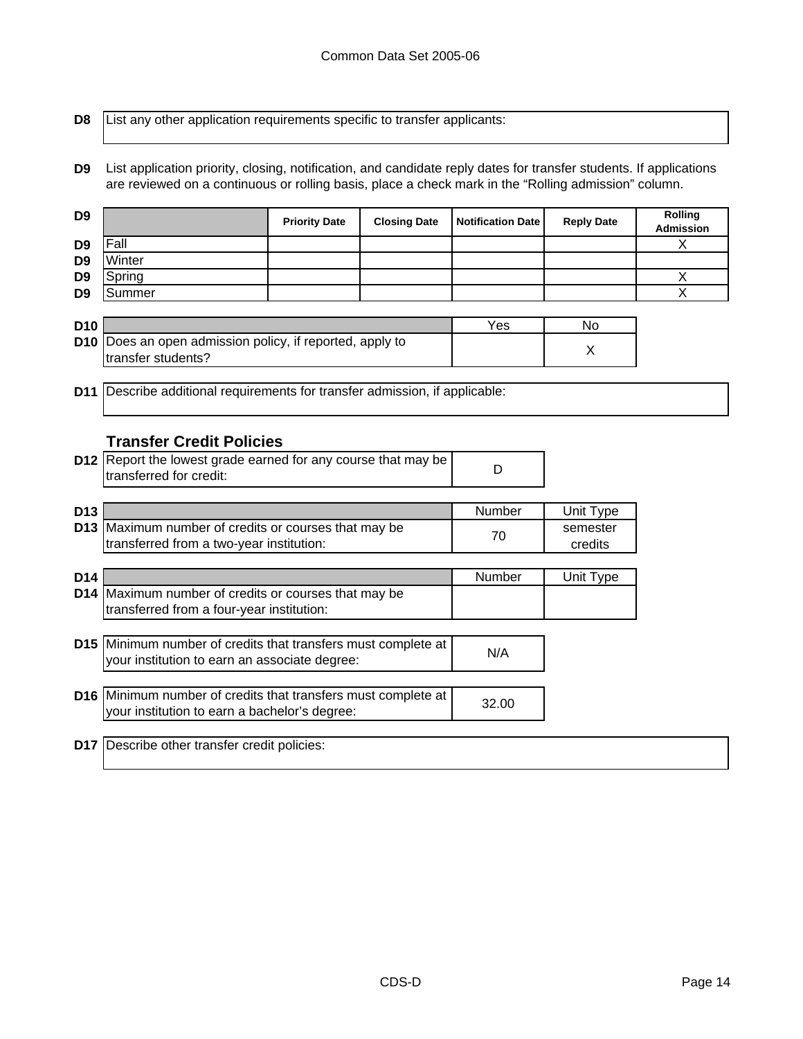**D8** List any other application requirements specific to transfer applicants:

**D9** List application priority, closing, notification, and candidate reply dates for transfer students. If applications are reviewed on a continuous or rolling basis, place a check mark in the "Rolling admission" column.

| | Priority Date | Closing Date | Notification Date | Reply Date | Rolling Admission |
|---|---|---|---|---|---|
| Fall | | | | | X |
| Winter | | | | | |
| Spring | | | | | X |
| Summer | | | | | X |

| D10 | Yes | No |
|---|---|---|
| Does an open admission policy, if reported, apply to transfer students? | | X |

**D11** Describe additional requirements for transfer admission, if applicable:

### Transfer Credit Policies

| | |
|---|---|
| **D12** Report the lowest grade earned for any course that may be transferred for credit: | D |

| D13 | Number | Unit Type |
|---|---|---|
| Maximum number of credits or courses that may be transferred from a two-year institution: | 70 | semester credits |

| D14 | Number | Unit Type |
|---|---|---|
| Maximum number of credits or courses that may be transferred from a four-year institution: | | |

| | |
|---|---|
| **D15** Minimum number of credits that transfers must complete at your institution to earn an associate degree: | N/A |

| | |
|---|---|
| **D16** Minimum number of credits that transfers must complete at your institution to earn a bachelor's degree: | 32.00 |

**D17** Describe other transfer credit policies: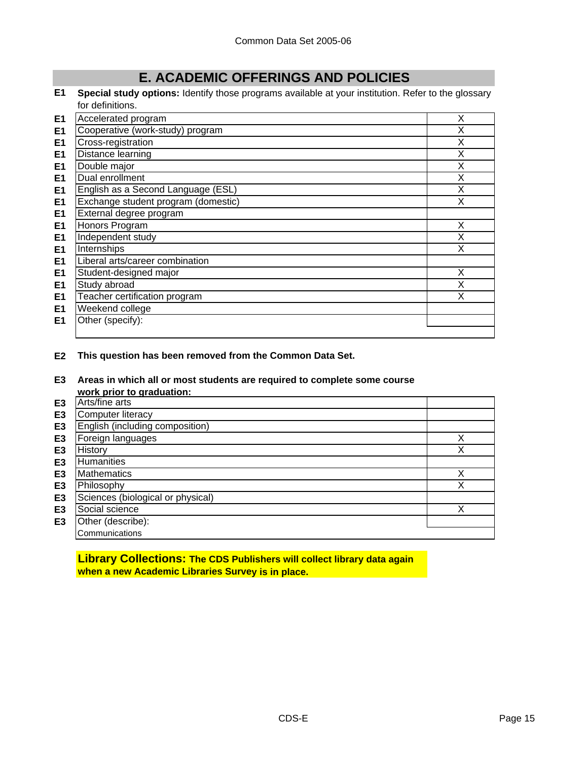# E. ACADEMIC OFFERINGS AND POLICIES

**E1** **Special study options:** Identify those programs available at your institution. Refer to the glossary for definitions.

| | | |
|---|---|---|
| E1 | Accelerated program | X |
| E1 | Cooperative (work-study) program | X |
| E1 | Cross-registration | X |
| E1 | Distance learning | X |
| E1 | Double major | X |
| E1 | Dual enrollment | X |
| E1 | English as a Second Language (ESL) | X |
| E1 | Exchange student program (domestic) | X |
| E1 | External degree program | |
| E1 | Honors Program | X |
| E1 | Independent study | X |
| E1 | Internships | X |
| E1 | Liberal arts/career combination | |
| E1 | Student-designed major | X |
| E1 | Study abroad | X |
| E1 | Teacher certification program | X |
| E1 | Weekend college | |
| E1 | Other (specify): | |

**E2** **This question has been removed from the Common Data Set.**

**E3** **Areas in which all or most students are required to complete some course work prior to graduation:**

| | | |
|---|---|---|
| E3 | Arts/fine arts | |
| E3 | Computer literacy | |
| E3 | English (including composition) | |
| E3 | Foreign languages | X |
| E3 | History | X |
| E3 | Humanities | |
| E3 | Mathematics | X |
| E3 | Philosophy | X |
| E3 | Sciences (biological or physical) | |
| E3 | Social science | X |
| E3 | Other (describe): | |
| | Communications | |

**Library Collections: The CDS Publishers will collect library data again when a new Academic Libraries Survey is in place.**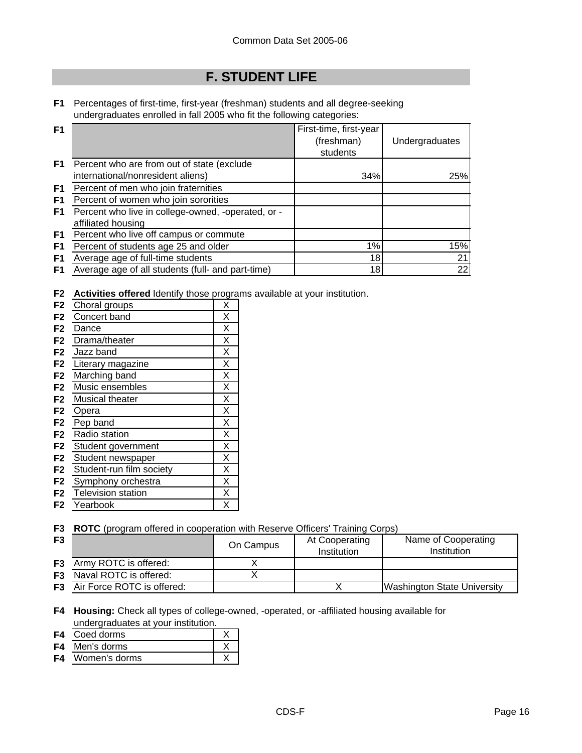## F. STUDENT LIFE

**F1** Percentages of first-time, first-year (freshman) students and all degree-seeking undergraduates enrolled in fall 2005 who fit the following categories:

| F1 | | First-time, first-year (freshman) students | Undergraduates |
|---|---|---|---|
| F1 | Percent who are from out of state (exclude international/nonresident aliens) | 34% | 25% |
| F1 | Percent of men who join fraternities | | |
| F1 | Percent of women who join sororities | | |
| F1 | Percent who live in college-owned, -operated, or -affiliated housing | | |
| F1 | Percent who live off campus or commute | | |
| F1 | Percent of students age 25 and older | 1% | 15% |
| F1 | Average age of full-time students | 18 | 21 |
| F1 | Average age of all students (full- and part-time) | 18 | 22 |

**F2** **Activities offered** Identify those programs available at your institution.

| F2 | Activity | |
|---|---|---|
| F2 | Choral groups | X |
| F2 | Concert band | X |
| F2 | Dance | X |
| F2 | Drama/theater | X |
| F2 | Jazz band | X |
| F2 | Literary magazine | X |
| F2 | Marching band | X |
| F2 | Music ensembles | X |
| F2 | Musical theater | X |
| F2 | Opera | X |
| F2 | Pep band | X |
| F2 | Radio station | X |
| F2 | Student government | X |
| F2 | Student newspaper | X |
| F2 | Student-run film society | X |
| F2 | Symphony orchestra | X |
| F2 | Television station | X |
| F2 | Yearbook | X |

**F3** **ROTC** (program offered in cooperation with Reserve Officers' Training Corps)

| F3 | | On Campus | At Cooperating Institution | Name of Cooperating Institution |
|---|---|---|---|---|
| F3 | Army ROTC is offered: | X | | |
| F3 | Naval ROTC is offered: | X | | |
| F3 | Air Force ROTC is offered: | | X | Washington State University |

**F4** **Housing:** Check all types of college-owned, -operated, or -affiliated housing available for undergraduates at your institution.

| F4 | Housing | |
|---|---|---|
| F4 | Coed dorms | X |
| F4 | Men's dorms | X |
| F4 | Women's dorms | X |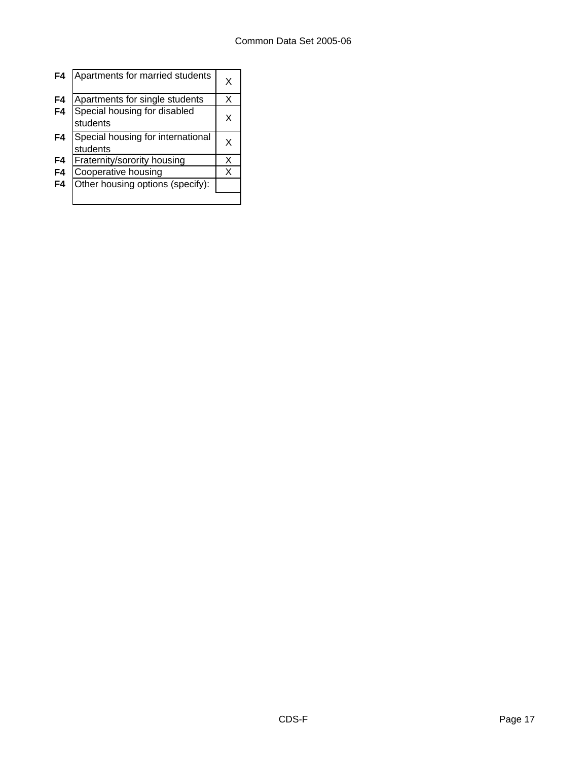| | | |
|---|---|---|
| F4 | Apartments for married students | X |
| F4 | Apartments for single students | X |
| F4 | Special housing for disabled students | X |
| F4 | Special housing for international students | X |
| F4 | Fraternity/sorority housing | X |
| F4 | Cooperative housing | X |
| F4 | Other housing options (specify): | |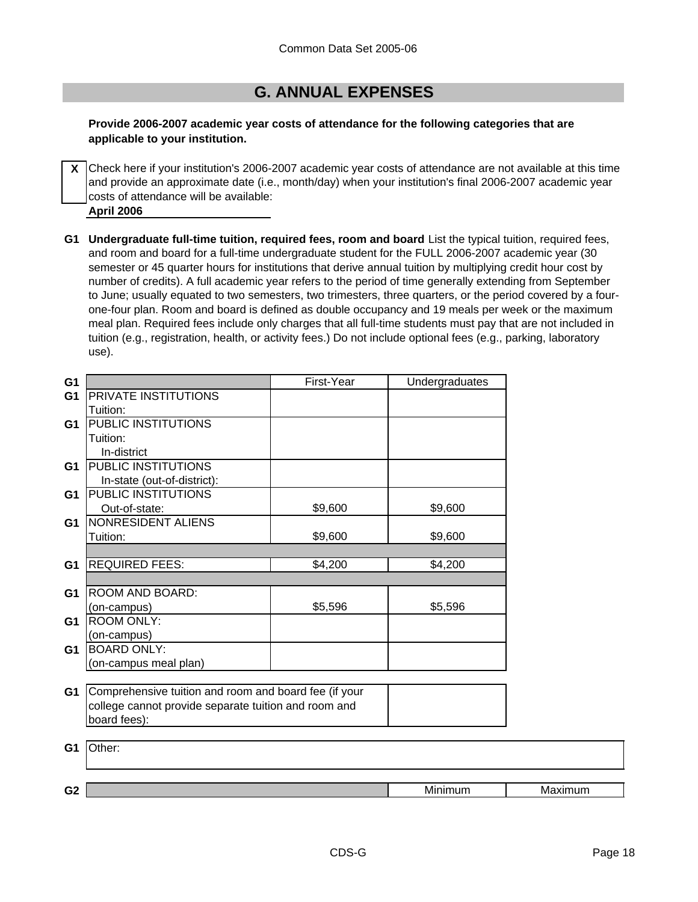# G. ANNUAL EXPENSES

**Provide 2006-2007 academic year costs of attendance for the following categories that are applicable to your institution.**

**X** Check here if your institution's 2006-2007 academic year costs of attendance are not available at this time and provide an approximate date (i.e., month/day) when your institution's final 2006-2007 academic year costs of attendance will be available:
**April 2006**

**G1** **Undergraduate full-time tuition, required fees, room and board** List the typical tuition, required fees, and room and board for a full-time undergraduate student for the FULL 2006-2007 academic year (30 semester or 45 quarter hours for institutions that derive annual tuition by multiplying credit hour cost by number of credits). A full academic year refers to the period of time generally extending from September to June; usually equated to two semesters, two trimesters, three quarters, or the period covered by a four-one-four plan. Room and board is defined as double occupancy and 19 meals per week or the maximum meal plan. Required fees include only charges that all full-time students must pay that are not included in tuition (e.g., registration, health, or activity fees.) Do not include optional fees (e.g., parking, laboratory use).

| | | First-Year | Undergraduates |
|---|---|---|---|
| G1 | PRIVATE INSTITUTIONS Tuition: | | |
| G1 | PUBLIC INSTITUTIONS Tuition: In-district | | |
| G1 | PUBLIC INSTITUTIONS In-state (out-of-district): | | |
| G1 | PUBLIC INSTITUTIONS Out-of-state: | $9,600 | $9,600 |
| G1 | NONRESIDENT ALIENS Tuition: | $9,600 | $9,600 |
| G1 | REQUIRED FEES: | $4,200 | $4,200 |
| G1 | ROOM AND BOARD: (on-campus) | $5,596 | $5,596 |
| G1 | ROOM ONLY: (on-campus) | | |
| G1 | BOARD ONLY: (on-campus meal plan) | | |

| | | |
|---|---|---|
| G1 | Comprehensive tuition and room and board fee (if your college cannot provide separate tuition and room and board fees): | |

| | |
|---|---|
| G1 | Other: |

| | | Minimum | Maximum |
|---|---|---|---|
| G2 | | | |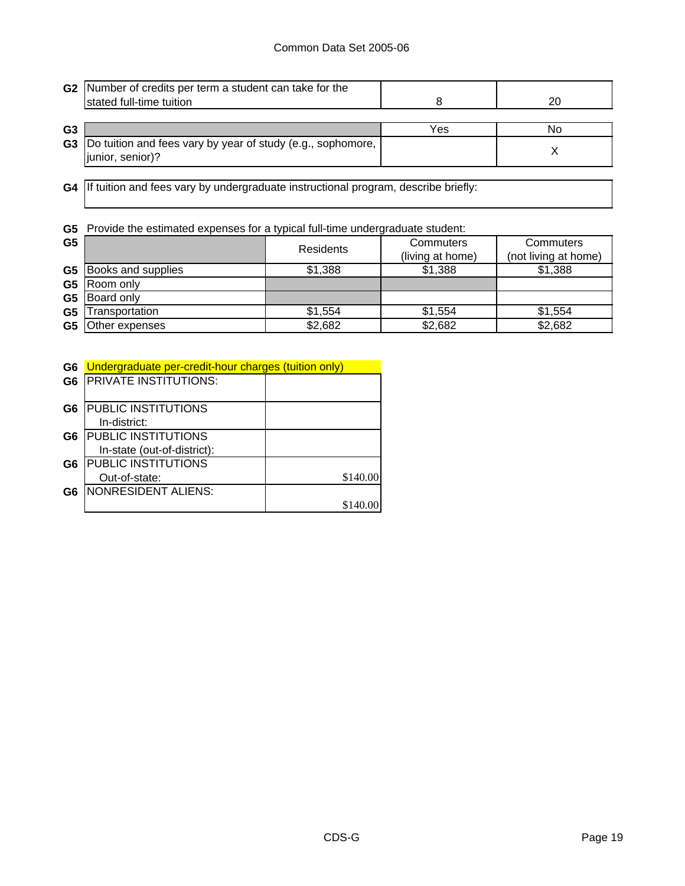Common Data Set 2005-06

| | | | |
|---|---|---|---|
| G2 | Number of credits per term a student can take for the stated full-time tuition | 8 | 20 |

| | | Yes | No |
|---|---|---|---|
| G3 | Do tuition and fees vary by year of study (e.g., sophomore, junior, senior)? | | X |

| | |
|---|---|
| G4 | If tuition and fees vary by undergraduate instructional program, describe briefly: |

**G5** Provide the estimated expenses for a typical full-time undergraduate student:

| | | Residents | Commuters (living at home) | Commuters (not living at home) |
|---|---|---|---|---|
| G5 | Books and supplies | $1,388 | $1,388 | $1,388 |
| G5 | Room only | | | |
| G5 | Board only | | | |
| G5 | Transportation | $1,554 | $1,554 | $1,554 |
| G5 | Other expenses | $2,682 | $2,682 | $2,682 |

| | Undergraduate per-credit-hour charges (tuition only) | |
|---|---|---|
| G6 | PRIVATE INSTITUTIONS: | |
| G6 | PUBLIC INSTITUTIONS In-district: | |
| G6 | PUBLIC INSTITUTIONS In-state (out-of-district): | |
| G6 | PUBLIC INSTITUTIONS Out-of-state: | $140.00 |
| G6 | NONRESIDENT ALIENS: | $140.00 |

CDS-G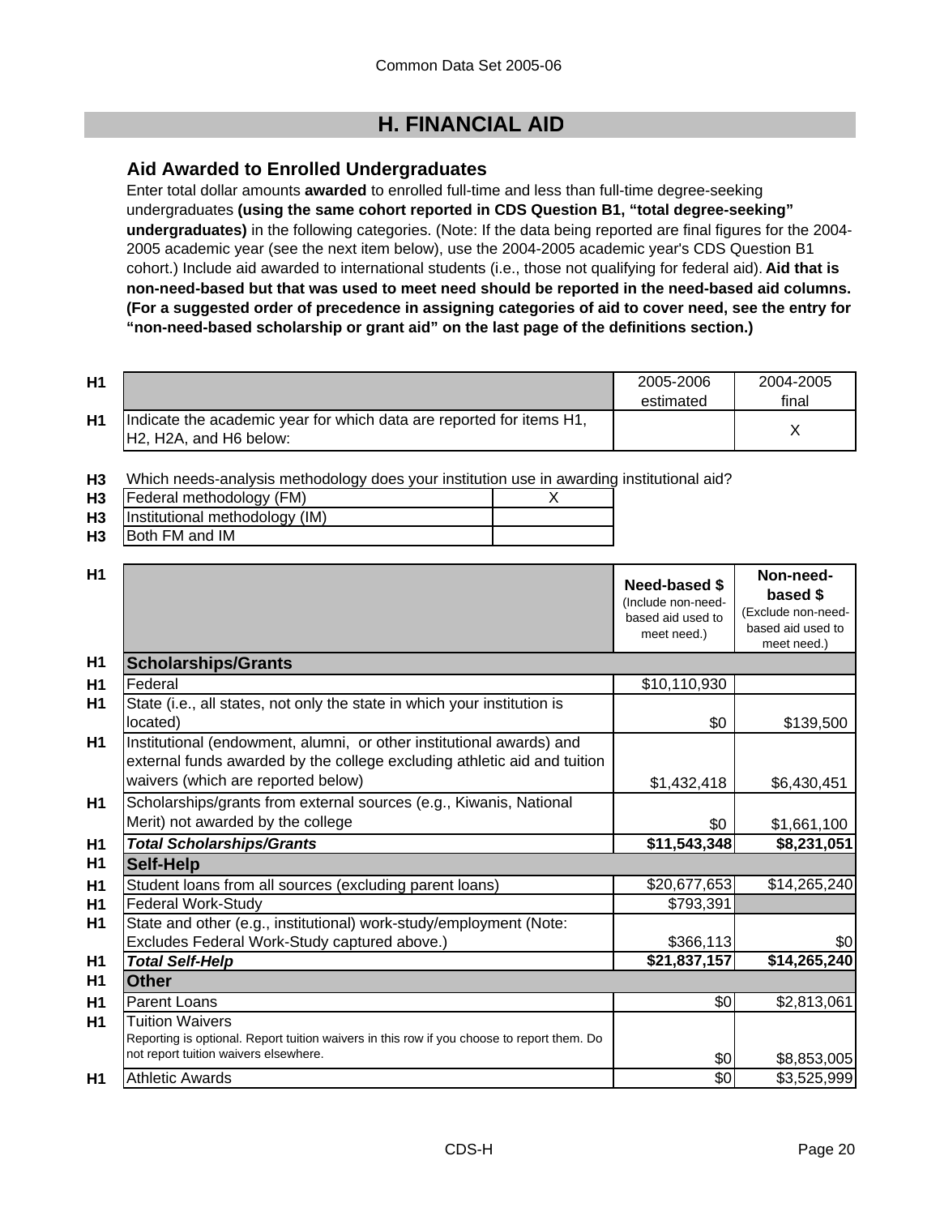# H. FINANCIAL AID

### Aid Awarded to Enrolled Undergraduates

Enter total dollar amounts **awarded** to enrolled full-time and less than full-time degree-seeking undergraduates **(using the same cohort reported in CDS Question B1, "total degree-seeking" undergraduates)** in the following categories. (Note: If the data being reported are final figures for the 2004-2005 academic year (see the next item below), use the 2004-2005 academic year's CDS Question B1 cohort.) Include aid awarded to international students (i.e., those not qualifying for federal aid). **Aid that is non-need-based but that was used to meet need should be reported in the need-based aid columns. (For a suggested order of precedence in assigning categories of aid to cover need, see the entry for "non-need-based scholarship or grant aid" on the last page of the definitions section.)**

| | | 2005-2006 estimated | 2004-2005 final |
|---|---|---|---|
| H1 | Indicate the academic year for which data are reported for items H1, H2, H2A, and H6 below: | | X |

H3 Which needs-analysis methodology does your institution use in awarding institutional aid?

| | | |
|---|---|---|
| H3 | Federal methodology (FM) | X |
| H3 | Institutional methodology (IM) | |
| H3 | Both FM and IM | |

| | | Need-based $ (Include non-need-based aid used to meet need.) | Non-need-based $ (Exclude non-need-based aid used to meet need.) |
|---|---|---|---|
| H1 | **Scholarships/Grants** | | |
| H1 | Federal | $10,110,930 | |
| H1 | State (i.e., all states, not only the state in which your institution is located) | $0 | $139,500 |
| H1 | Institutional (endowment, alumni, or other institutional awards) and external funds awarded by the college excluding athletic aid and tuition waivers (which are reported below) | $1,432,418 | $6,430,451 |
| H1 | Scholarships/grants from external sources (e.g., Kiwanis, National Merit) not awarded by the college | $0 | $1,661,100 |
| H1 | ***Total Scholarships/Grants*** | **$11,543,348** | **$8,231,051** |
| H1 | **Self-Help** | | |
| H1 | Student loans from all sources (excluding parent loans) | $20,677,653 | $14,265,240 |
| H1 | Federal Work-Study | $793,391 | |
| H1 | State and other (e.g., institutional) work-study/employment (Note: Excludes Federal Work-Study captured above.) | $366,113 | $0 |
| H1 | ***Total Self-Help*** | **$21,837,157** | **$14,265,240** |
| H1 | **Other** | | |
| H1 | Parent Loans | $0 | $2,813,061 |
| H1 | Tuition Waivers<br>Reporting is optional. Report tuition waivers in this row if you choose to report them. Do not report tuition waivers elsewhere. | $0 | $8,853,005 |
| H1 | Athletic Awards | $0 | $3,525,999 |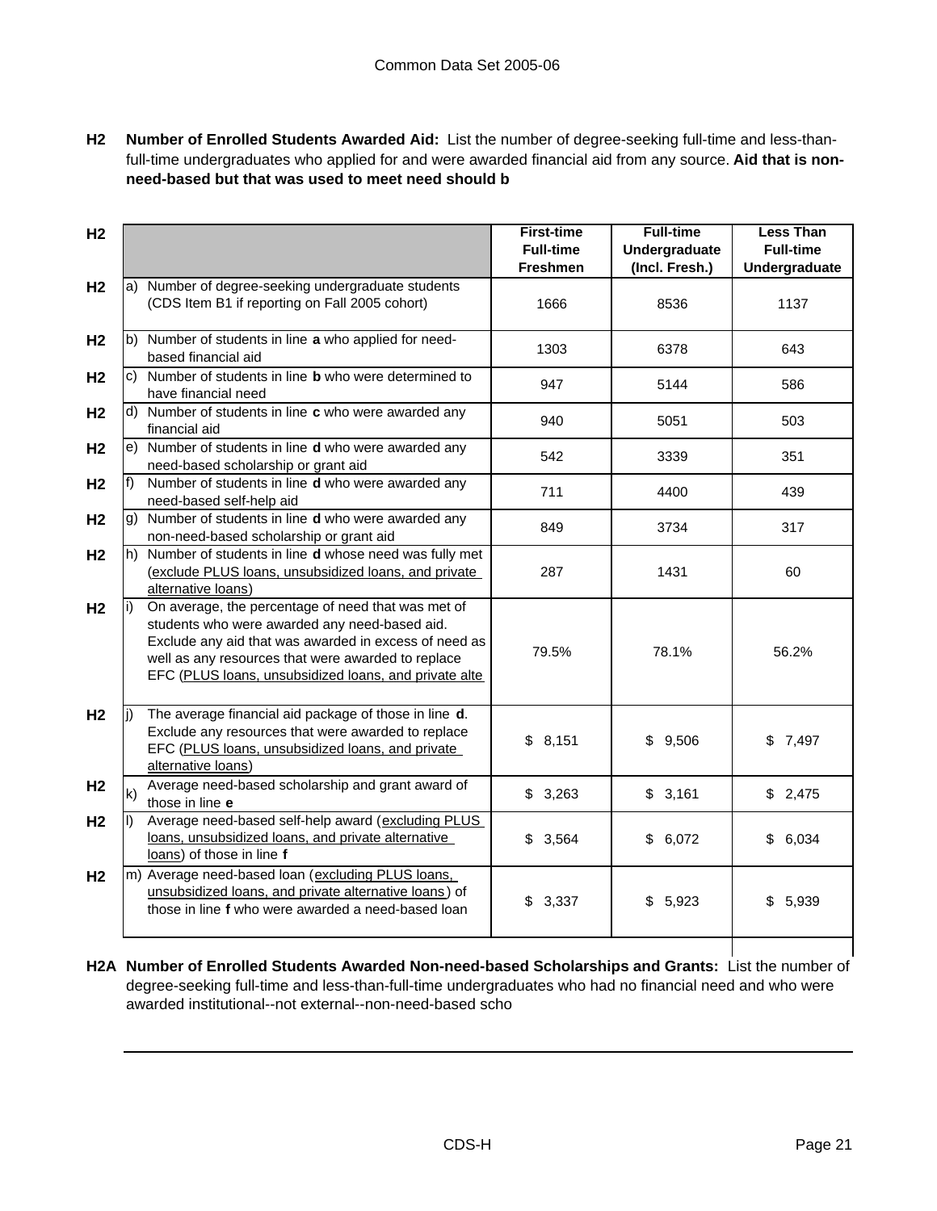**H2 Number of Enrolled Students Awarded Aid:** List the number of degree-seeking full-time and less-than-full-time undergraduates who applied for and were awarded financial aid from any source. **Aid that is non-need-based but that was used to meet need should b**

| H2 | | First-time Full-time Freshmen | Full-time Undergraduate (Incl. Fresh.) | Less Than Full-time Undergraduate |
|---|---|---|---|---|
| H2 | a) Number of degree-seeking undergraduate students (CDS Item B1 if reporting on Fall 2005 cohort) | 1666 | 8536 | 1137 |
| H2 | b) Number of students in line **a** who applied for need-based financial aid | 1303 | 6378 | 643 |
| H2 | c) Number of students in line **b** who were determined to have financial need | 947 | 5144 | 586 |
| H2 | d) Number of students in line **c** who were awarded any financial aid | 940 | 5051 | 503 |
| H2 | e) Number of students in line **d** who were awarded any need-based scholarship or grant aid | 542 | 3339 | 351 |
| H2 | f) Number of students in line **d** who were awarded any need-based self-help aid | 711 | 4400 | 439 |
| H2 | g) Number of students in line **d** who were awarded any non-need-based scholarship or grant aid | 849 | 3734 | 317 |
| H2 | h) Number of students in line **d** whose need was fully met (exclude PLUS loans, unsubsidized loans, and private alternative loans) | 287 | 1431 | 60 |
| H2 | i) On average, the percentage of need that was met of students who were awarded any need-based aid. Exclude any aid that was awarded in excess of need as well as any resources that were awarded to replace EFC (PLUS loans, unsubsidized loans, and private alte | 79.5% | 78.1% | 56.2% |
| H2 | j) The average financial aid package of those in line **d**. Exclude any resources that were awarded to replace EFC (PLUS loans, unsubsidized loans, and private alternative loans) | $ 8,151 | $ 9,506 | $ 7,497 |
| H2 | k) Average need-based scholarship and grant award of those in line **e** | $ 3,263 | $ 3,161 | $ 2,475 |
| H2 | l) Average need-based self-help award (excluding PLUS loans, unsubsidized loans, and private alternative loans) of those in line **f** | $ 3,564 | $ 6,072 | $ 6,034 |
| H2 | m) Average need-based loan (excluding PLUS loans, unsubsidized loans, and private alternative loans) of those in line **f** who were awarded a need-based loan | $ 3,337 | $ 5,923 | $ 5,939 |

**H2A Number of Enrolled Students Awarded Non-need-based Scholarships and Grants:** List the number of degree-seeking full-time and less-than-full-time undergraduates who had no financial need and who were awarded institutional--not external--non-need-based scho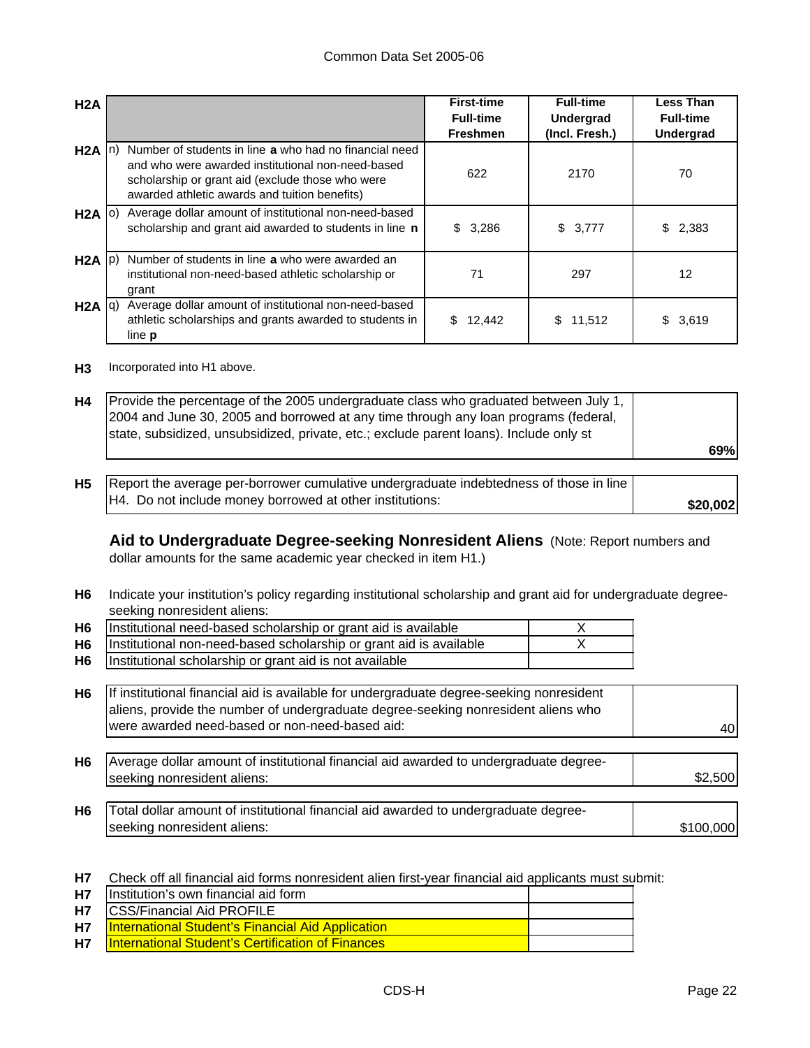| H2A | | First-time Full-time Freshmen | Full-time Undergrad (Incl. Fresh.) | Less Than Full-time Undergrad |
|---|---|---|---|---|
| H2A | n) Number of students in line **a** who had no financial need and who were awarded institutional non-need-based scholarship or grant aid (exclude those who were awarded athletic awards and tuition benefits) | 622 | 2170 | 70 |
| H2A | o) Average dollar amount of institutional non-need-based scholarship and grant aid awarded to students in line **n** | $ 3,286 | $ 3,777 | $ 2,383 |
| H2A | p) Number of students in line **a** who were awarded an institutional non-need-based athletic scholarship or grant | 71 | 297 | 12 |
| H2A | q) Average dollar amount of institutional non-need-based athletic scholarships and grants awarded to students in line **p** | $ 12,442 | $ 11,512 | $ 3,619 |

**H3** Incorporated into H1 above.

| | | |
|---|---|---|
| **H4** | Provide the percentage of the 2005 undergraduate class who graduated between July 1, 2004 and June 30, 2005 and borrowed at any time through any loan programs (federal, state, subsidized, unsubsidized, private, etc.; exclude parent loans). Include only st | **69%** |

| | | |
|---|---|---|
| **H5** | Report the average per-borrower cumulative undergraduate indebtedness of those in line H4. Do not include money borrowed at other institutions: | **$20,002** |

**Aid to Undergraduate Degree-seeking Nonresident Aliens** (Note: Report numbers and dollar amounts for the same academic year checked in item H1.)

**H6** Indicate your institution's policy regarding institutional scholarship and grant aid for undergraduate degree-seeking nonresident aliens:

| | | |
|---|---|---|
| **H6** | Institutional need-based scholarship or grant aid is available | X |
| **H6** | Institutional non-need-based scholarship or grant aid is available | X |
| **H6** | Institutional scholarship or grant aid is not available | |

| | | |
|---|---|---|
| **H6** | If institutional financial aid is available for undergraduate degree-seeking nonresident aliens, provide the number of undergraduate degree-seeking nonresident aliens who were awarded need-based or non-need-based aid: | 40 |
| **H6** | Average dollar amount of institutional financial aid awarded to undergraduate degree-seeking nonresident aliens: | $2,500 |
| **H6** | Total dollar amount of institutional financial aid awarded to undergraduate degree-seeking nonresident aliens: | $100,000 |

**H7** Check off all financial aid forms nonresident alien first-year financial aid applicants must submit:

| | | |
|---|---|---|
| **H7** | Institution's own financial aid form | |
| **H7** | CSS/Financial Aid PROFILE | |
| **H7** | International Student's Financial Aid Application | |
| **H7** | International Student's Certification of Finances | |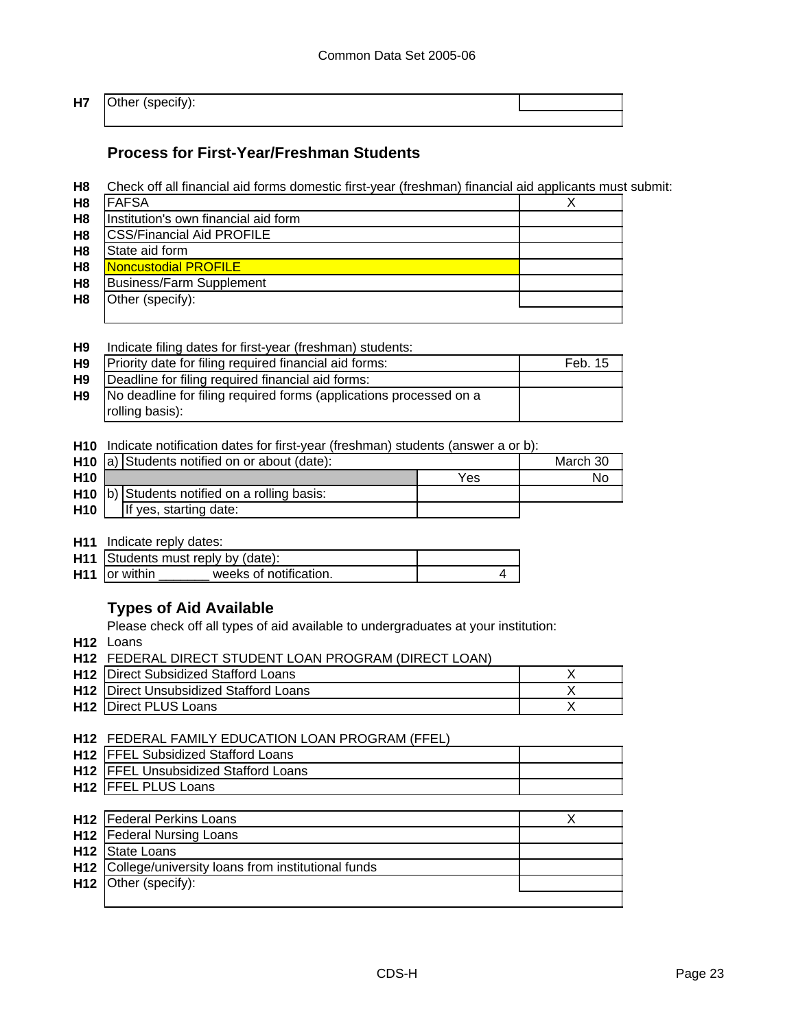| | | |
|---|---|---|
| H7 | Other (specify): | |

## Process for First-Year/Freshman Students

**H8** Check off all financial aid forms domestic first-year (freshman) financial aid applicants must submit:

| | | |
|---|---|---|
| H8 | FAFSA | X |
| H8 | Institution's own financial aid form | |
| H8 | CSS/Financial Aid PROFILE | |
| H8 | State aid form | |
| H8 | Noncustodial PROFILE | |
| H8 | Business/Farm Supplement | |
| H8 | Other (specify): | |

**H9** Indicate filing dates for first-year (freshman) students:

| | | |
|---|---|---|
| H9 | Priority date for filing required financial aid forms: | Feb. 15 |
| H9 | Deadline for filing required financial aid forms: | |
| H9 | No deadline for filing required forms (applications processed on a rolling basis): | |

**H10** Indicate notification dates for first-year (freshman) students (answer a or b):

| | | | |
|---|---|---|---|
| H10 | a) Students notified on or about (date): | | March 30 |
| H10 | | Yes | No |
| H10 | b) Students notified on a rolling basis: | | |
| H10 | If yes, starting date: | | |

**H11** Indicate reply dates:

| | | |
|---|---|---|
| H11 | Students must reply by (date): | |
| H11 | or within _______ weeks of notification. | 4 |

## Types of Aid Available

Please check off all types of aid available to undergraduates at your institution:

**H12** Loans

**H12** FEDERAL DIRECT STUDENT LOAN PROGRAM (DIRECT LOAN)

| | | |
|---|---|---|
| H12 | Direct Subsidized Stafford Loans | X |
| H12 | Direct Unsubsidized Stafford Loans | X |
| H12 | Direct PLUS Loans | X |

**H12** FEDERAL FAMILY EDUCATION LOAN PROGRAM (FFEL)

| | | |
|---|---|---|
| H12 | FFEL Subsidized Stafford Loans | |
| H12 | FFEL Unsubsidized Stafford Loans | |
| H12 | FFEL PLUS Loans | |

| | | |
|---|---|---|
| H12 | Federal Perkins Loans | X |
| H12 | Federal Nursing Loans | |
| H12 | State Loans | |
| H12 | College/university loans from institutional funds | |
| H12 | Other (specify): | |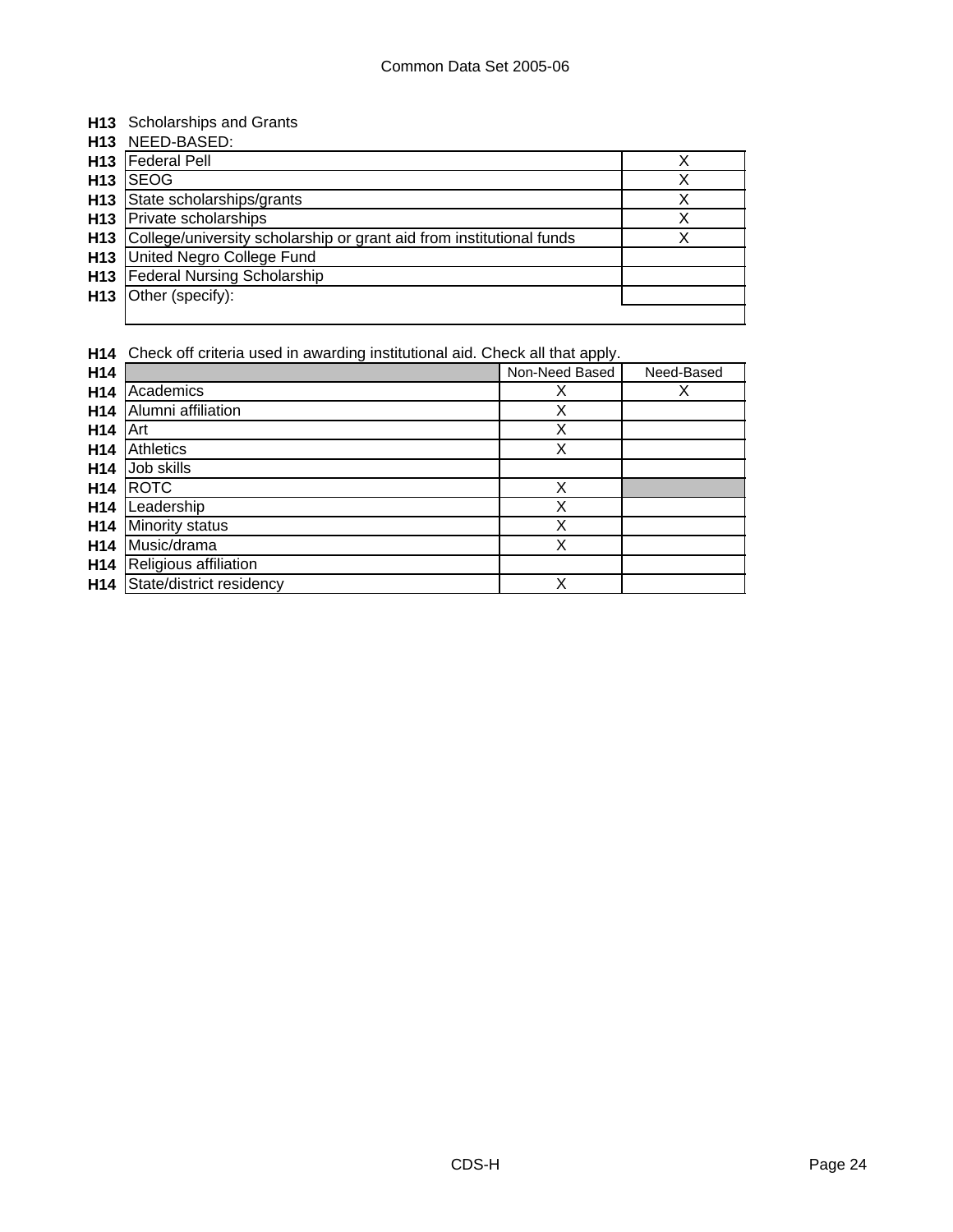**H13** Scholarships and Grants

**H13** NEED-BASED:

| | | |
|---|---|---|
| **H13** | Federal Pell | X |
| **H13** | SEOG | X |
| **H13** | State scholarships/grants | X |
| **H13** | Private scholarships | X |
| **H13** | College/university scholarship or grant aid from institutional funds | X |
| **H13** | United Negro College Fund | |
| **H13** | Federal Nursing Scholarship | |
| **H13** | Other (specify): | |

**H14** Check off criteria used in awarding institutional aid. Check all that apply.

| | | Non-Need Based | Need-Based |
|---|---|---|---|
| **H14** | Academics | X | X |
| **H14** | Alumni affiliation | X | |
| **H14** | Art | X | |
| **H14** | Athletics | X | |
| **H14** | Job skills | | |
| **H14** | ROTC | X | |
| **H14** | Leadership | X | |
| **H14** | Minority status | X | |
| **H14** | Music/drama | X | |
| **H14** | Religious affiliation | | |
| **H14** | State/district residency | X | |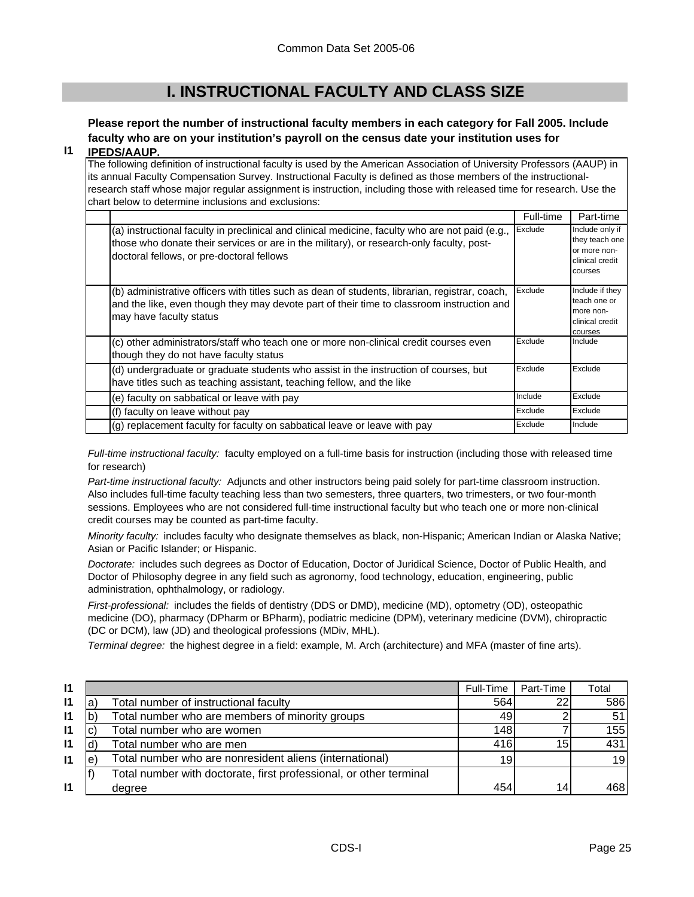Common Data Set 2005-06

# I. INSTRUCTIONAL FACULTY AND CLASS SIZE

**I1** **Please report the number of instructional faculty members in each category for Fall 2005. Include faculty who are on your institution's payroll on the census date your institution uses for IPEDS/AAUP.**

The following definition of instructional faculty is used by the American Association of University Professors (AAUP) in its annual Faculty Compensation Survey. Instructional Faculty is defined as those members of the instructional-research staff whose major regular assignment is instruction, including those with released time for research. Use the chart below to determine inclusions and exclusions:

| | Full-time | Part-time |
|---|---|---|
| (a) instructional faculty in preclinical and clinical medicine, faculty who are not paid (e.g., those who donate their services or are in the military), or research-only faculty, post-doctoral fellows, or pre-doctoral fellows | Exclude | Include only if they teach one or more non-clinical credit courses |
| (b) administrative officers with titles such as dean of students, librarian, registrar, coach, and the like, even though they may devote part of their time to classroom instruction and may have faculty status | Exclude | Include if they teach one or more non-clinical credit courses |
| (c) other administrators/staff who teach one or more non-clinical credit courses even though they do not have faculty status | Exclude | Include |
| (d) undergraduate or graduate students who assist in the instruction of courses, but have titles such as teaching assistant, teaching fellow, and the like | Exclude | Exclude |
| (e) faculty on sabbatical or leave with pay | Include | Exclude |
| (f) faculty on leave without pay | Exclude | Exclude |
| (g) replacement faculty for faculty on sabbatical leave or leave with pay | Exclude | Include |

*Full-time instructional faculty:* faculty employed on a full-time basis for instruction (including those with released time for research)

*Part-time instructional faculty:* Adjuncts and other instructors being paid solely for part-time classroom instruction. Also includes full-time faculty teaching less than two semesters, three quarters, two trimesters, or two four-month sessions. Employees who are not considered full-time instructional faculty but who teach one or more non-clinical credit courses may be counted as part-time faculty.

*Minority faculty:* includes faculty who designate themselves as black, non-Hispanic; American Indian or Alaska Native; Asian or Pacific Islander; or Hispanic.

*Doctorate:* includes such degrees as Doctor of Education, Doctor of Juridical Science, Doctor of Public Health, and Doctor of Philosophy degree in any field such as agronomy, food technology, education, engineering, public administration, ophthalmology, or radiology.

*First-professional:* includes the fields of dentistry (DDS or DMD), medicine (MD), optometry (OD), osteopathic medicine (DO), pharmacy (DPharm or BPharm), podiatric medicine (DPM), veterinary medicine (DVM), chiropractic (DC or DCM), law (JD) and theological professions (MDiv, MHL).

*Terminal degree:* the highest degree in a field: example, M. Arch (architecture) and MFA (master of fine arts).

| | | | Full-Time | Part-Time | Total |
|---|---|---|---|---|---|
| I1 | a) | Total number of instructional faculty | 564 | 22 | 586 |
| I1 | b) | Total number who are members of minority groups | 49 | 2 | 51 |
| I1 | c) | Total number who are women | 148 | 7 | 155 |
| I1 | d) | Total number who are men | 416 | 15 | 431 |
| I1 | e) | Total number who are nonresident aliens (international) | 19 | | 19 |
| I1 | f) | Total number with doctorate, first professional, or other terminal degree | 454 | 14 | 468 |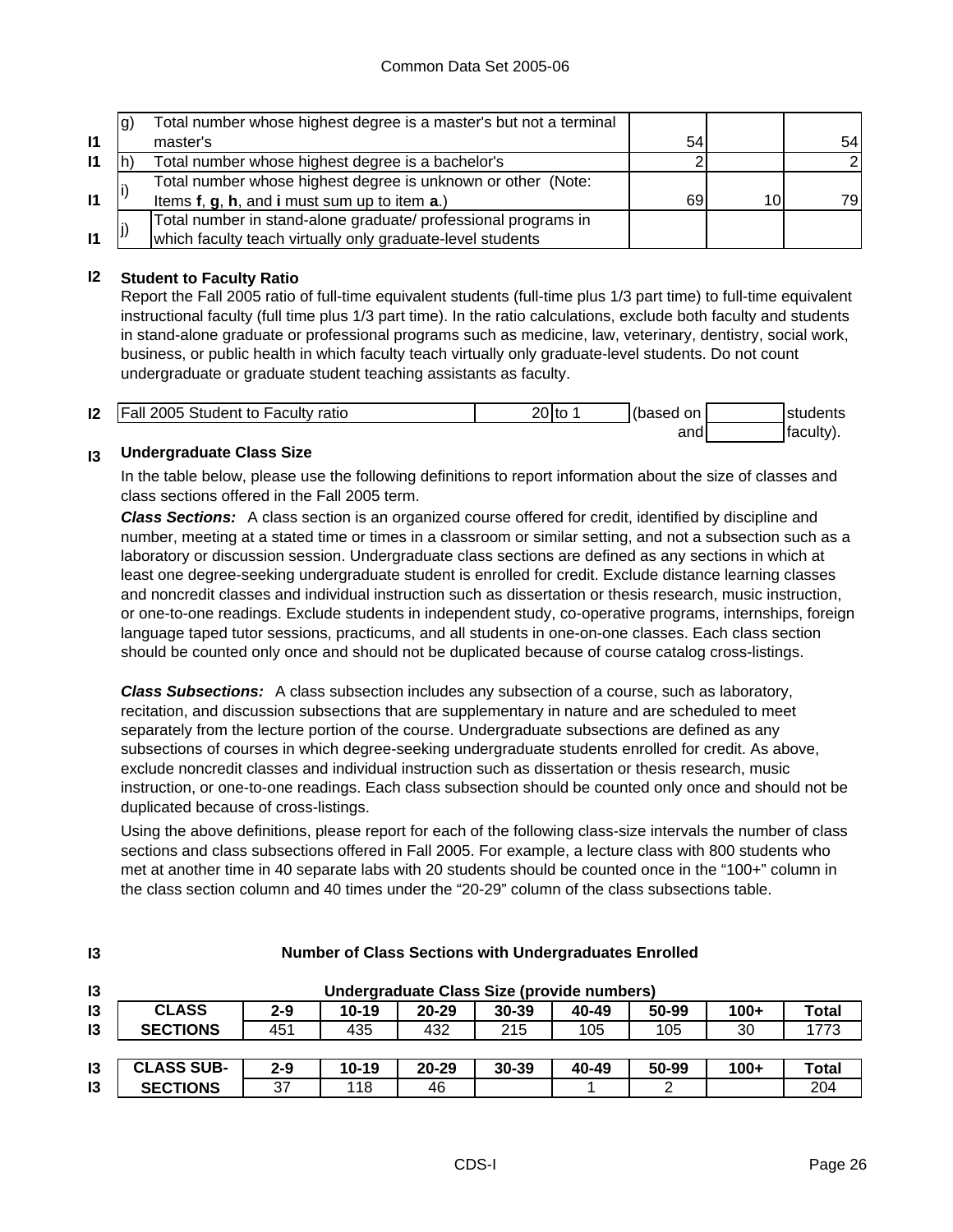| | | | | | |
|---|---|---|---|---|---|
| I1 | g) | Total number whose highest degree is a master's but not a terminal master's | 54 | | 54 |
| I1 | h) | Total number whose highest degree is a bachelor's | 2 | | 2 |
| I1 | i) | Total number whose highest degree is unknown or other (Note: Items **f**, **g**, **h**, and **i** must sum up to item **a**.) | 69 | 10 | 79 |
| I1 | j) | Total number in stand-alone graduate/ professional programs in which faculty teach virtually only graduate-level students | | | |

### I2 Student to Faculty Ratio

Report the Fall 2005 ratio of full-time equivalent students (full-time plus 1/3 part time) to full-time equivalent instructional faculty (full time plus 1/3 part time). In the ratio calculations, exclude both faculty and students in stand-alone graduate or professional programs such as medicine, law, veterinary, dentistry, social work, business, or public health in which faculty teach virtually only graduate-level students. Do not count undergraduate or graduate student teaching assistants as faculty.

| | | | | | |
|---|---|---|---|---|---|
| I2 | Fall 2005 Student to Faculty ratio | 20 to 1 | (based on | | students |
| | | | and | | faculty). |

### I3 Undergraduate Class Size

In the table below, please use the following definitions to report information about the size of classes and class sections offered in the Fall 2005 term.

***Class Sections:*** A class section is an organized course offered for credit, identified by discipline and number, meeting at a stated time or times in a classroom or similar setting, and not a subsection such as a laboratory or discussion session. Undergraduate class sections are defined as any sections in which at least one degree-seeking undergraduate student is enrolled for credit. Exclude distance learning classes and noncredit classes and individual instruction such as dissertation or thesis research, music instruction, or one-to-one readings. Exclude students in independent study, co-operative programs, internships, foreign language taped tutor sessions, practicums, and all students in one-on-one classes. Each class section should be counted only once and should not be duplicated because of course catalog cross-listings.

***Class Subsections:*** A class subsection includes any subsection of a course, such as laboratory, recitation, and discussion subsections that are supplementary in nature and are scheduled to meet separately from the lecture portion of the course. Undergraduate subsections are defined as any subsections of courses in which degree-seeking undergraduate students enrolled for credit. As above, exclude noncredit classes and individual instruction such as dissertation or thesis research, music instruction, or one-to-one readings. Each class subsection should be counted only once and should not be duplicated because of cross-listings.

Using the above definitions, please report for each of the following class-size intervals the number of class sections and class subsections offered in Fall 2005. For example, a lecture class with 800 students who met at another time in 40 separate labs with 20 students should be counted once in the "100+" column in the class section column and 40 times under the "20-29" column of the class subsections table.

**I3 Number of Class Sections with Undergraduates Enrolled**

**I3 Undergraduate Class Size (provide numbers)**

| CLASS SECTIONS | 2-9 | 10-19 | 20-29 | 30-39 | 40-49 | 50-99 | 100+ | Total |
|---|---|---|---|---|---|---|---|---|
| | 451 | 435 | 432 | 215 | 105 | 105 | 30 | 1773 |

| CLASS SUB-SECTIONS | 2-9 | 10-19 | 20-29 | 30-39 | 40-49 | 50-99 | 100+ | Total |
|---|---|---|---|---|---|---|---|---|
| | 37 | 118 | 46 | | 1 | 2 | | 204 |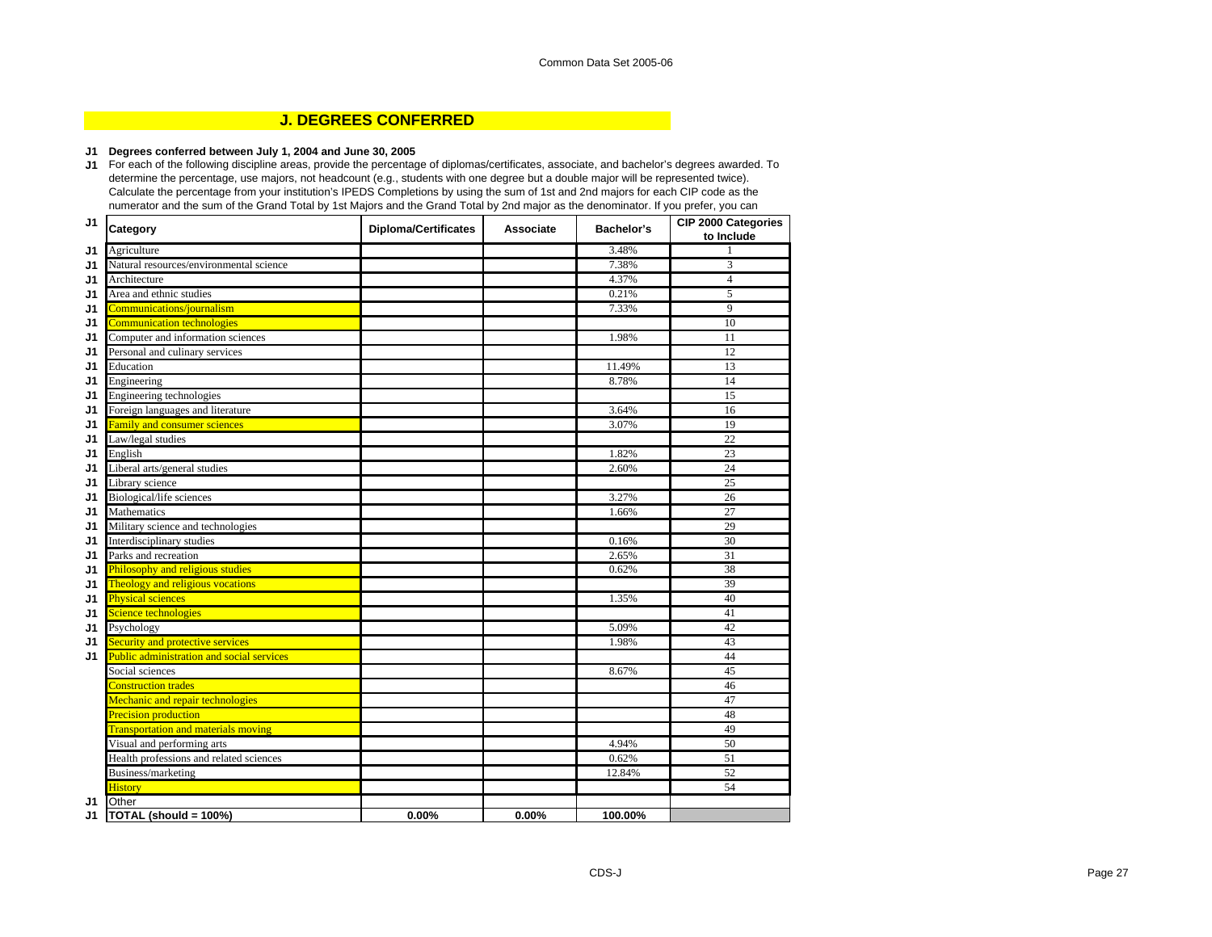## J. DEGREES CONFERRED

**J1 Degrees conferred between July 1, 2004 and June 30, 2005**

J1 For each of the following discipline areas, provide the percentage of diplomas/certificates, associate, and bachelor's degrees awarded. To determine the percentage, use majors, not headcount (e.g., students with one degree but a double major will be represented twice). Calculate the percentage from your institution's IPEDS Completions by using the sum of 1st and 2nd majors for each CIP code as the numerator and the sum of the Grand Total by 1st Majors and the Grand Total by 2nd major as the denominator. If you prefer, you can

| J1 | Category | Diploma/Certificates | Associate | Bachelor's | CIP 2000 Categories to Include |
|---|---|---|---|---|---|
| J1 | Agriculture | | | 3.48% | 1 |
| J1 | Natural resources/environmental science | | | 7.38% | 3 |
| J1 | Architecture | | | 4.37% | 4 |
| J1 | Area and ethnic studies | | | 0.21% | 5 |
| J1 | Communications/journalism | | | 7.33% | 9 |
| J1 | Communication technologies | | | | 10 |
| J1 | Computer and information sciences | | | 1.98% | 11 |
| J1 | Personal and culinary services | | | | 12 |
| J1 | Education | | | 11.49% | 13 |
| J1 | Engineering | | | 8.78% | 14 |
| J1 | Engineering technologies | | | | 15 |
| J1 | Foreign languages and literature | | | 3.64% | 16 |
| J1 | Family and consumer sciences | | | 3.07% | 19 |
| J1 | Law/legal studies | | | | 22 |
| J1 | English | | | 1.82% | 23 |
| J1 | Liberal arts/general studies | | | 2.60% | 24 |
| J1 | Library science | | | | 25 |
| J1 | Biological/life sciences | | | 3.27% | 26 |
| J1 | Mathematics | | | 1.66% | 27 |
| J1 | Military science and technologies | | | | 29 |
| J1 | Interdisciplinary studies | | | 0.16% | 30 |
| J1 | Parks and recreation | | | 2.65% | 31 |
| J1 | Philosophy and religious studies | | | 0.62% | 38 |
| J1 | Theology and religious vocations | | | | 39 |
| J1 | Physical sciences | | | 1.35% | 40 |
| J1 | Science technologies | | | | 41 |
| J1 | Psychology | | | 5.09% | 42 |
| J1 | Security and protective services | | | 1.98% | 43 |
| J1 | Public administration and social services | | | | 44 |
| | Social sciences | | | 8.67% | 45 |
| | Construction trades | | | | 46 |
| | Mechanic and repair technologies | | | | 47 |
| | Precision production | | | | 48 |
| | Transportation and materials moving | | | | 49 |
| | Visual and performing arts | | | 4.94% | 50 |
| | Health professions and related sciences | | | 0.62% | 51 |
| | Business/marketing | | | 12.84% | 52 |
| | History | | | | 54 |
| J1 | Other | | | | |
| J1 | **TOTAL (should = 100%)** | **0.00%** | **0.00%** | **100.00%** | |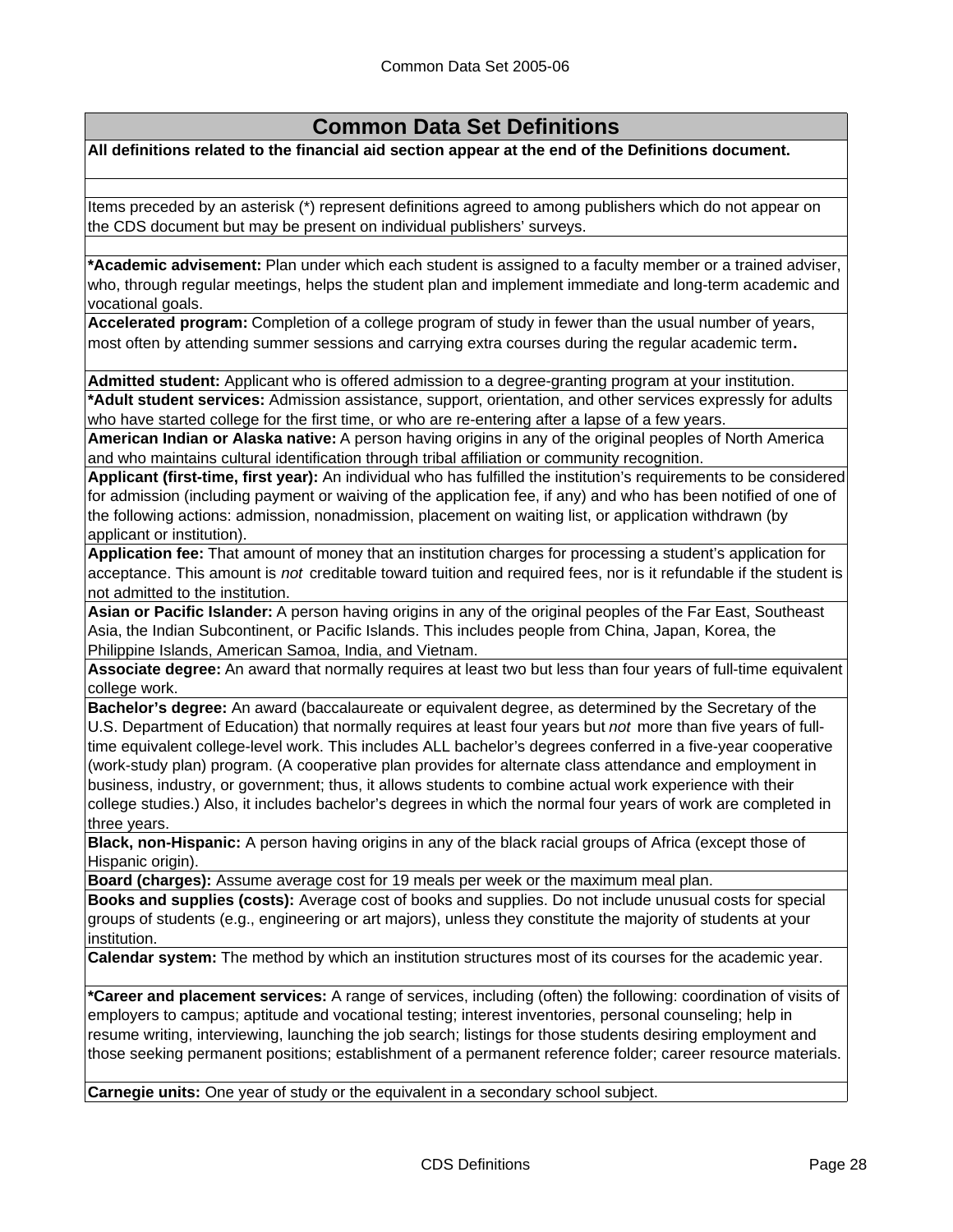## Common Data Set Definitions

**All definitions related to the financial aid section appear at the end of the Definitions document.**

Items preceded by an asterisk (*) represent definitions agreed to among publishers which do not appear on the CDS document but may be present on individual publishers' surveys.

***Academic advisement:** Plan under which each student is assigned to a faculty member or a trained adviser, who, through regular meetings, helps the student plan and implement immediate and long-term academic and vocational goals.

**Accelerated program:** Completion of a college program of study in fewer than the usual number of years, most often by attending summer sessions and carrying extra courses during the regular academic term.

**Admitted student:** Applicant who is offered admission to a degree-granting program at your institution.

***Adult student services:** Admission assistance, support, orientation, and other services expressly for adults who have started college for the first time, or who are re-entering after a lapse of a few years.

**American Indian or Alaska native:** A person having origins in any of the original peoples of North America and who maintains cultural identification through tribal affiliation or community recognition.

**Applicant (first-time, first year):** An individual who has fulfilled the institution's requirements to be considered for admission (including payment or waiving of the application fee, if any) and who has been notified of one of the following actions: admission, nonadmission, placement on waiting list, or application withdrawn (by applicant or institution).

**Application fee:** That amount of money that an institution charges for processing a student's application for acceptance. This amount is *not* creditable toward tuition and required fees, nor is it refundable if the student is not admitted to the institution.

**Asian or Pacific Islander:** A person having origins in any of the original peoples of the Far East, Southeast Asia, the Indian Subcontinent, or Pacific Islands. This includes people from China, Japan, Korea, the Philippine Islands, American Samoa, India, and Vietnam.

**Associate degree:** An award that normally requires at least two but less than four years of full-time equivalent college work.

**Bachelor's degree:** An award (baccalaureate or equivalent degree, as determined by the Secretary of the U.S. Department of Education) that normally requires at least four years but *not* more than five years of full-time equivalent college-level work. This includes ALL bachelor's degrees conferred in a five-year cooperative (work-study plan) program. (A cooperative plan provides for alternate class attendance and employment in business, industry, or government; thus, it allows students to combine actual work experience with their college studies.) Also, it includes bachelor's degrees in which the normal four years of work are completed in three years.

**Black, non-Hispanic:** A person having origins in any of the black racial groups of Africa (except those of Hispanic origin).

**Board (charges):** Assume average cost for 19 meals per week or the maximum meal plan.

**Books and supplies (costs):** Average cost of books and supplies. Do not include unusual costs for special groups of students (e.g., engineering or art majors), unless they constitute the majority of students at your institution.

**Calendar system:** The method by which an institution structures most of its courses for the academic year.

***Career and placement services:** A range of services, including (often) the following: coordination of visits of employers to campus; aptitude and vocational testing; interest inventories, personal counseling; help in resume writing, interviewing, launching the job search; listings for those students desiring employment and those seeking permanent positions; establishment of a permanent reference folder; career resource materials.

**Carnegie units:** One year of study or the equivalent in a secondary school subject.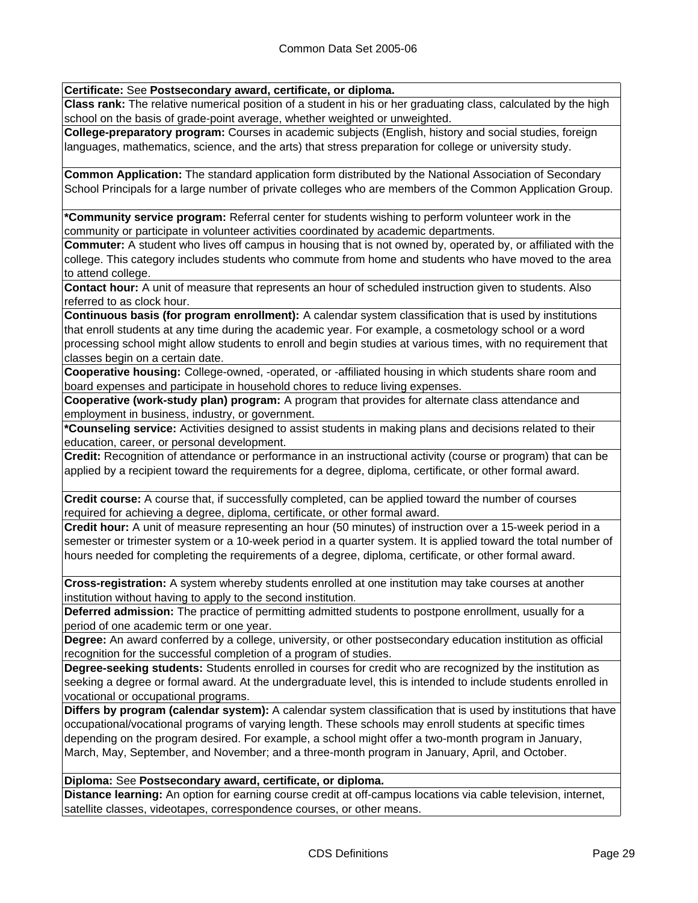**Certificate:** See **Postsecondary award, certificate, or diploma.**

**Class rank:** The relative numerical position of a student in his or her graduating class, calculated by the high school on the basis of grade-point average, whether weighted or unweighted.

**College-preparatory program:** Courses in academic subjects (English, history and social studies, foreign languages, mathematics, science, and the arts) that stress preparation for college or university study.

**Common Application:** The standard application form distributed by the National Association of Secondary School Principals for a large number of private colleges who are members of the Common Application Group.

**\*Community service program:** Referral center for students wishing to perform volunteer work in the community or participate in volunteer activities coordinated by academic departments.

**Commuter:** A student who lives off campus in housing that is not owned by, operated by, or affiliated with the college. This category includes students who commute from home and students who have moved to the area to attend college.

**Contact hour:** A unit of measure that represents an hour of scheduled instruction given to students. Also referred to as clock hour.

**Continuous basis (for program enrollment):** A calendar system classification that is used by institutions that enroll students at any time during the academic year. For example, a cosmetology school or a word processing school might allow students to enroll and begin studies at various times, with no requirement that classes begin on a certain date.

**Cooperative housing:** College-owned, -operated, or -affiliated housing in which students share room and board expenses and participate in household chores to reduce living expenses.

**Cooperative (work-study plan) program:** A program that provides for alternate class attendance and employment in business, industry, or government.

**\*Counseling service:** Activities designed to assist students in making plans and decisions related to their education, career, or personal development.

**Credit:** Recognition of attendance or performance in an instructional activity (course or program) that can be applied by a recipient toward the requirements for a degree, diploma, certificate, or other formal award.

**Credit course:** A course that, if successfully completed, can be applied toward the number of courses required for achieving a degree, diploma, certificate, or other formal award.

**Credit hour:** A unit of measure representing an hour (50 minutes) of instruction over a 15-week period in a semester or trimester system or a 10-week period in a quarter system. It is applied toward the total number of hours needed for completing the requirements of a degree, diploma, certificate, or other formal award.

**Cross-registration:** A system whereby students enrolled at one institution may take courses at another institution without having to apply to the second institution.

**Deferred admission:** The practice of permitting admitted students to postpone enrollment, usually for a period of one academic term or one year.

**Degree:** An award conferred by a college, university, or other postsecondary education institution as official recognition for the successful completion of a program of studies.

**Degree-seeking students:** Students enrolled in courses for credit who are recognized by the institution as seeking a degree or formal award. At the undergraduate level, this is intended to include students enrolled in vocational or occupational programs.

**Differs by program (calendar system):** A calendar system classification that is used by institutions that have occupational/vocational programs of varying length. These schools may enroll students at specific times depending on the program desired. For example, a school might offer a two-month program in January, March, May, September, and November; and a three-month program in January, April, and October.

**Diploma:** See **Postsecondary award, certificate, or diploma.**

**Distance learning:** An option for earning course credit at off-campus locations via cable television, internet, satellite classes, videotapes, correspondence courses, or other means.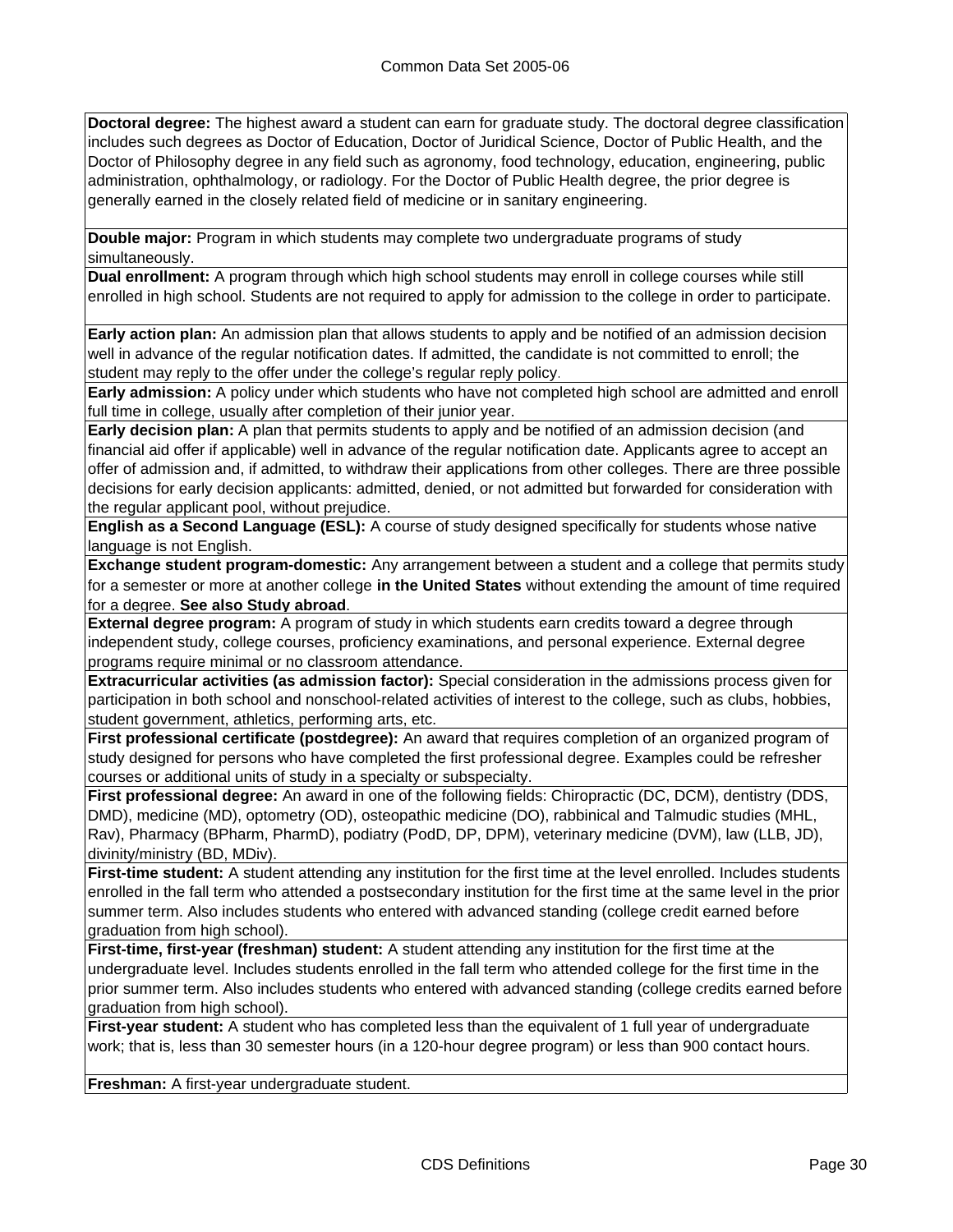**Doctoral degree:** The highest award a student can earn for graduate study. The doctoral degree classification includes such degrees as Doctor of Education, Doctor of Juridical Science, Doctor of Public Health, and the Doctor of Philosophy degree in any field such as agronomy, food technology, education, engineering, public administration, ophthalmology, or radiology. For the Doctor of Public Health degree, the prior degree is generally earned in the closely related field of medicine or in sanitary engineering.

**Double major:** Program in which students may complete two undergraduate programs of study simultaneously.

**Dual enrollment:** A program through which high school students may enroll in college courses while still enrolled in high school. Students are not required to apply for admission to the college in order to participate.

**Early action plan:** An admission plan that allows students to apply and be notified of an admission decision well in advance of the regular notification dates. If admitted, the candidate is not committed to enroll; the student may reply to the offer under the college's regular reply policy.

**Early admission:** A policy under which students who have not completed high school are admitted and enroll full time in college, usually after completion of their junior year.

**Early decision plan:** A plan that permits students to apply and be notified of an admission decision (and financial aid offer if applicable) well in advance of the regular notification date. Applicants agree to accept an offer of admission and, if admitted, to withdraw their applications from other colleges. There are three possible decisions for early decision applicants: admitted, denied, or not admitted but forwarded for consideration with the regular applicant pool, without prejudice.

**English as a Second Language (ESL):** A course of study designed specifically for students whose native language is not English.

**Exchange student program-domestic:** Any arrangement between a student and a college that permits study for a semester or more at another college **in the United States** without extending the amount of time required for a degree. **See also Study abroad**.

**External degree program:** A program of study in which students earn credits toward a degree through independent study, college courses, proficiency examinations, and personal experience. External degree programs require minimal or no classroom attendance.

**Extracurricular activities (as admission factor):** Special consideration in the admissions process given for participation in both school and nonschool-related activities of interest to the college, such as clubs, hobbies, student government, athletics, performing arts, etc.

**First professional certificate (postdegree):** An award that requires completion of an organized program of study designed for persons who have completed the first professional degree. Examples could be refresher courses or additional units of study in a specialty or subspecialty.

**First professional degree:** An award in one of the following fields: Chiropractic (DC, DCM), dentistry (DDS, DMD), medicine (MD), optometry (OD), osteopathic medicine (DO), rabbinical and Talmudic studies (MHL, Rav), Pharmacy (BPharm, PharmD), podiatry (PodD, DP, DPM), veterinary medicine (DVM), law (LLB, JD), divinity/ministry (BD, MDiv).

**First-time student:** A student attending any institution for the first time at the level enrolled. Includes students enrolled in the fall term who attended a postsecondary institution for the first time at the same level in the prior summer term. Also includes students who entered with advanced standing (college credit earned before graduation from high school).

**First-time, first-year (freshman) student:** A student attending any institution for the first time at the undergraduate level. Includes students enrolled in the fall term who attended college for the first time in the prior summer term. Also includes students who entered with advanced standing (college credits earned before graduation from high school).

**First-year student:** A student who has completed less than the equivalent of 1 full year of undergraduate work; that is, less than 30 semester hours (in a 120-hour degree program) or less than 900 contact hours.

**Freshman:** A first-year undergraduate student.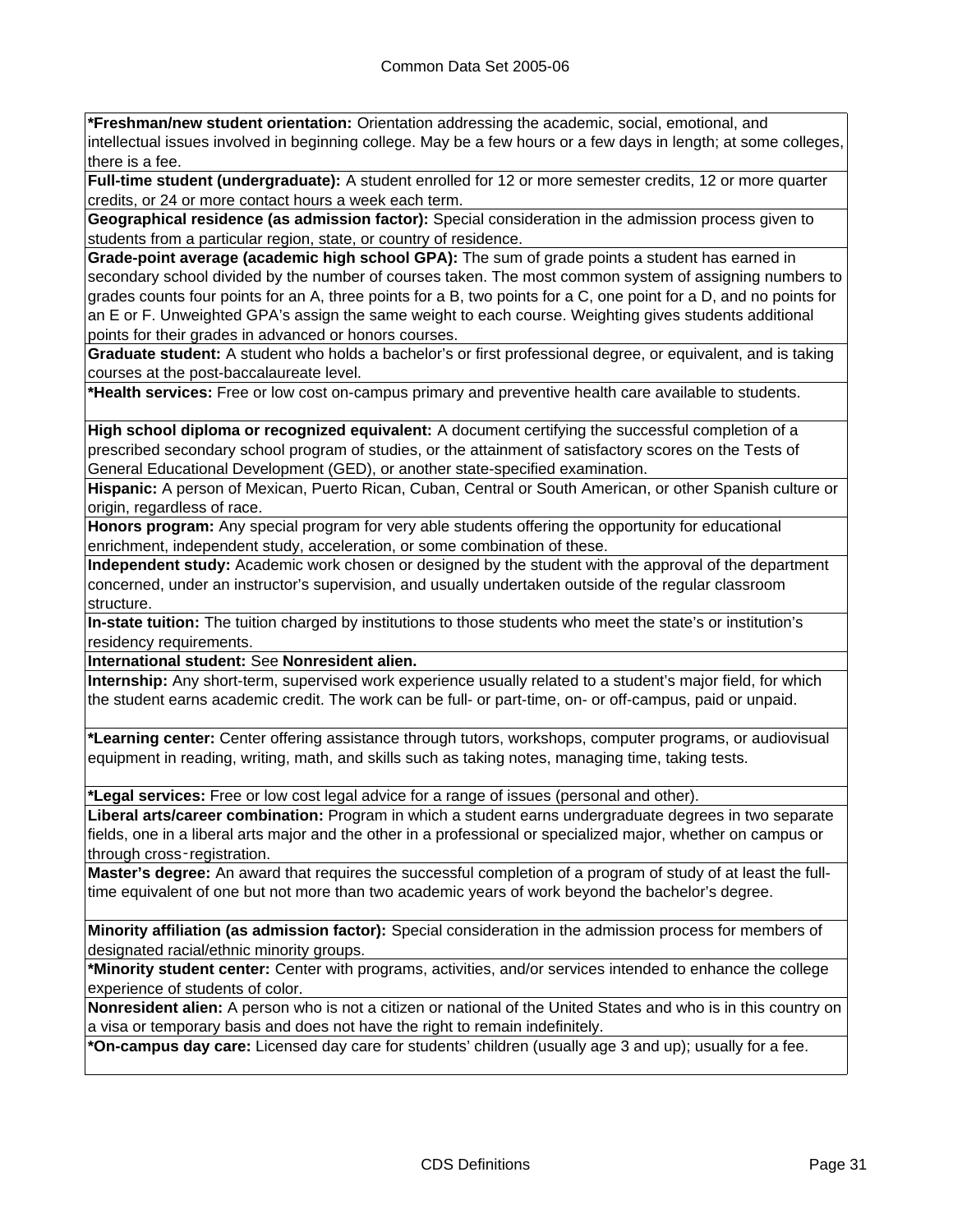**\*Freshman/new student orientation:** Orientation addressing the academic, social, emotional, and intellectual issues involved in beginning college. May be a few hours or a few days in length; at some colleges, there is a fee.

**Full-time student (undergraduate):** A student enrolled for 12 or more semester credits, 12 or more quarter credits, or 24 or more contact hours a week each term.

**Geographical residence (as admission factor):** Special consideration in the admission process given to students from a particular region, state, or country of residence.

**Grade-point average (academic high school GPA):** The sum of grade points a student has earned in secondary school divided by the number of courses taken. The most common system of assigning numbers to grades counts four points for an A, three points for a B, two points for a C, one point for a D, and no points for an E or F. Unweighted GPA's assign the same weight to each course. Weighting gives students additional points for their grades in advanced or honors courses.

**Graduate student:** A student who holds a bachelor's or first professional degree, or equivalent, and is taking courses at the post-baccalaureate level.

**\*Health services:** Free or low cost on-campus primary and preventive health care available to students.

**High school diploma or recognized equivalent:** A document certifying the successful completion of a prescribed secondary school program of studies, or the attainment of satisfactory scores on the Tests of General Educational Development (GED), or another state-specified examination.

**Hispanic:** A person of Mexican, Puerto Rican, Cuban, Central or South American, or other Spanish culture or origin, regardless of race.

**Honors program:** Any special program for very able students offering the opportunity for educational enrichment, independent study, acceleration, or some combination of these.

**Independent study:** Academic work chosen or designed by the student with the approval of the department concerned, under an instructor's supervision, and usually undertaken outside of the regular classroom structure.

**In-state tuition:** The tuition charged by institutions to those students who meet the state's or institution's residency requirements.

**International student:** See **Nonresident alien.**

**Internship:** Any short-term, supervised work experience usually related to a student's major field, for which the student earns academic credit. The work can be full- or part-time, on- or off-campus, paid or unpaid.

**\*Learning center:** Center offering assistance through tutors, workshops, computer programs, or audiovisual equipment in reading, writing, math, and skills such as taking notes, managing time, taking tests.

**\*Legal services:** Free or low cost legal advice for a range of issues (personal and other).

**Liberal arts/career combination:** Program in which a student earns undergraduate degrees in two separate fields, one in a liberal arts major and the other in a professional or specialized major, whether on campus or through cross-registration.

**Master's degree:** An award that requires the successful completion of a program of study of at least the full-time equivalent of one but not more than two academic years of work beyond the bachelor's degree.

**Minority affiliation (as admission factor):** Special consideration in the admission process for members of designated racial/ethnic minority groups.

**\*Minority student center:** Center with programs, activities, and/or services intended to enhance the college experience of students of color.

**Nonresident alien:** A person who is not a citizen or national of the United States and who is in this country on a visa or temporary basis and does not have the right to remain indefinitely.

**\*On-campus day care:** Licensed day care for students' children (usually age 3 and up); usually for a fee.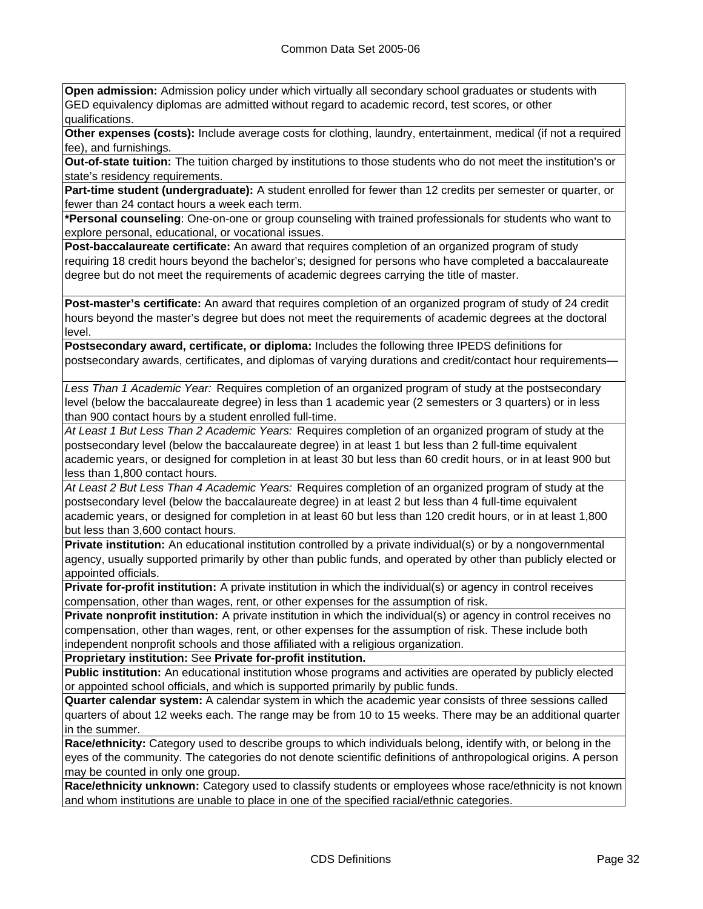**Open admission:** Admission policy under which virtually all secondary school graduates or students with GED equivalency diplomas are admitted without regard to academic record, test scores, or other qualifications.

**Other expenses (costs):** Include average costs for clothing, laundry, entertainment, medical (if not a required fee), and furnishings.

**Out-of-state tuition:** The tuition charged by institutions to those students who do not meet the institution's or state's residency requirements.

**Part-time student (undergraduate):** A student enrolled for fewer than 12 credits per semester or quarter, or fewer than 24 contact hours a week each term.

***Personal counseling**: One-on-one or group counseling with trained professionals for students who want to explore personal, educational, or vocational issues.

**Post-baccalaureate certificate:** An award that requires completion of an organized program of study requiring 18 credit hours beyond the bachelor's; designed for persons who have completed a baccalaureate degree but do not meet the requirements of academic degrees carrying the title of master.

**Post-master's certificate:** An award that requires completion of an organized program of study of 24 credit hours beyond the master's degree but does not meet the requirements of academic degrees at the doctoral level.

**Postsecondary award, certificate, or diploma:** Includes the following three IPEDS definitions for postsecondary awards, certificates, and diplomas of varying durations and credit/contact hour requirements—

*Less Than 1 Academic Year:* Requires completion of an organized program of study at the postsecondary level (below the baccalaureate degree) in less than 1 academic year (2 semesters or 3 quarters) or in less than 900 contact hours by a student enrolled full-time.

*At Least 1 But Less Than 2 Academic Years:* Requires completion of an organized program of study at the postsecondary level (below the baccalaureate degree) in at least 1 but less than 2 full-time equivalent academic years, or designed for completion in at least 30 but less than 60 credit hours, or in at least 900 but less than 1,800 contact hours.

*At Least 2 But Less Than 4 Academic Years:* Requires completion of an organized program of study at the postsecondary level (below the baccalaureate degree) in at least 2 but less than 4 full-time equivalent academic years, or designed for completion in at least 60 but less than 120 credit hours, or in at least 1,800 but less than 3,600 contact hours.

**Private institution:** An educational institution controlled by a private individual(s) or by a nongovernmental agency, usually supported primarily by other than public funds, and operated by other than publicly elected or appointed officials.

**Private for-profit institution:** A private institution in which the individual(s) or agency in control receives compensation, other than wages, rent, or other expenses for the assumption of risk.

**Private nonprofit institution:** A private institution in which the individual(s) or agency in control receives no compensation, other than wages, rent, or other expenses for the assumption of risk. These include both independent nonprofit schools and those affiliated with a religious organization.

**Proprietary institution:** See **Private for-profit institution.**

**Public institution:** An educational institution whose programs and activities are operated by publicly elected or appointed school officials, and which is supported primarily by public funds.

**Quarter calendar system:** A calendar system in which the academic year consists of three sessions called quarters of about 12 weeks each. The range may be from 10 to 15 weeks. There may be an additional quarter in the summer.

**Race/ethnicity:** Category used to describe groups to which individuals belong, identify with, or belong in the eyes of the community. The categories do not denote scientific definitions of anthropological origins. A person may be counted in only one group.

**Race/ethnicity unknown:** Category used to classify students or employees whose race/ethnicity is not known and whom institutions are unable to place in one of the specified racial/ethnic categories.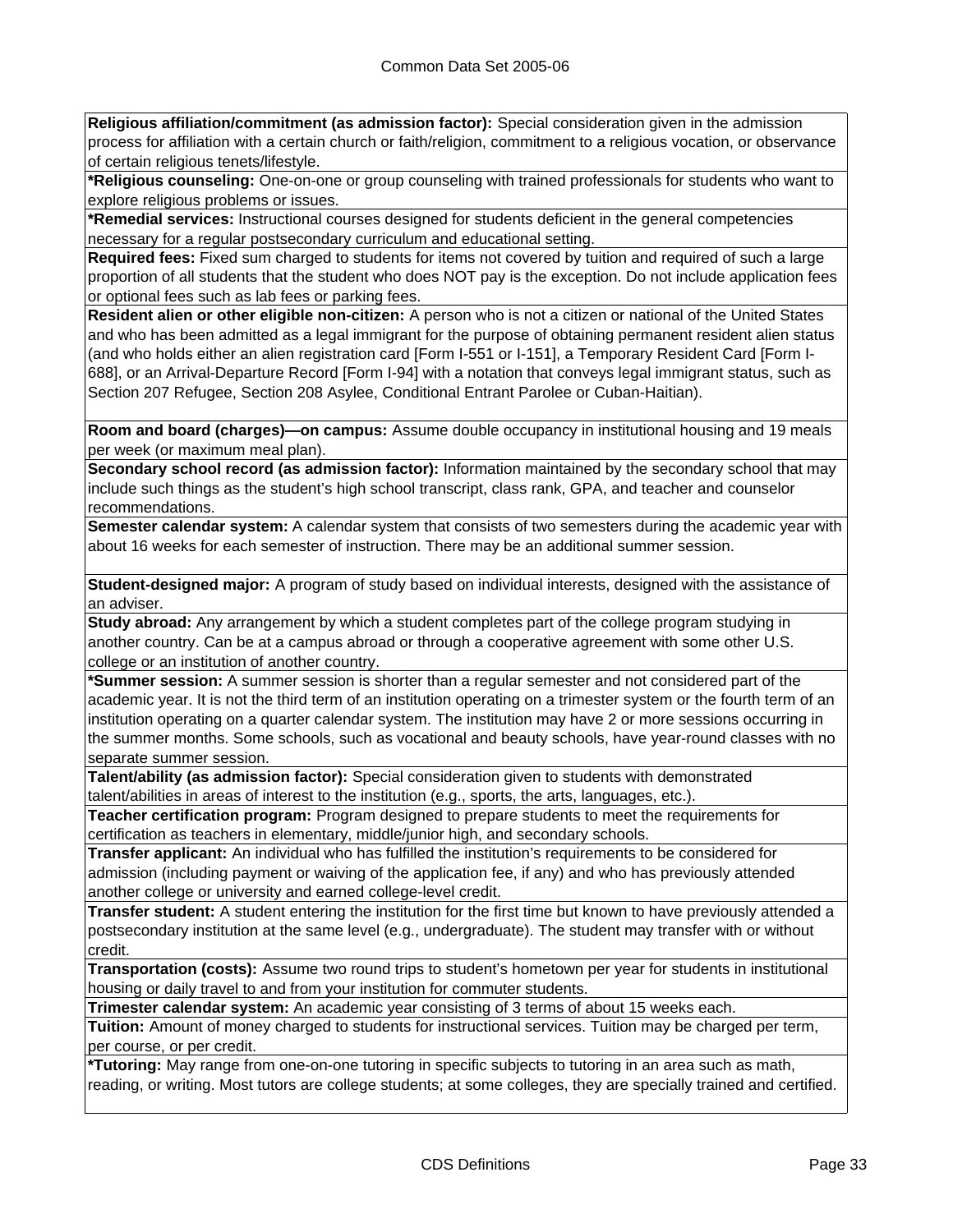**Religious affiliation/commitment (as admission factor):** Special consideration given in the admission process for affiliation with a certain church or faith/religion, commitment to a religious vocation, or observance of certain religious tenets/lifestyle.

***Religious counseling:** One-on-one or group counseling with trained professionals for students who want to explore religious problems or issues.

***Remedial services:** Instructional courses designed for students deficient in the general competencies necessary for a regular postsecondary curriculum and educational setting.

**Required fees:** Fixed sum charged to students for items not covered by tuition and required of such a large proportion of all students that the student who does NOT pay is the exception. Do not include application fees or optional fees such as lab fees or parking fees.

**Resident alien or other eligible non-citizen:** A person who is not a citizen or national of the United States and who has been admitted as a legal immigrant for the purpose of obtaining permanent resident alien status (and who holds either an alien registration card [Form I-551 or I-151], a Temporary Resident Card [Form I-688], or an Arrival-Departure Record [Form I-94] with a notation that conveys legal immigrant status, such as Section 207 Refugee, Section 208 Asylee, Conditional Entrant Parolee or Cuban-Haitian).

**Room and board (charges)—on campus:** Assume double occupancy in institutional housing and 19 meals per week (or maximum meal plan).

**Secondary school record (as admission factor):** Information maintained by the secondary school that may include such things as the student's high school transcript, class rank, GPA, and teacher and counselor recommendations.

**Semester calendar system:** A calendar system that consists of two semesters during the academic year with about 16 weeks for each semester of instruction. There may be an additional summer session.

**Student-designed major:** A program of study based on individual interests, designed with the assistance of an adviser.

**Study abroad:** Any arrangement by which a student completes part of the college program studying in another country. Can be at a campus abroad or through a cooperative agreement with some other U.S. college or an institution of another country.

***Summer session:** A summer session is shorter than a regular semester and not considered part of the academic year. It is not the third term of an institution operating on a trimester system or the fourth term of an institution operating on a quarter calendar system. The institution may have 2 or more sessions occurring in the summer months. Some schools, such as vocational and beauty schools, have year-round classes with no separate summer session.

**Talent/ability (as admission factor):** Special consideration given to students with demonstrated talent/abilities in areas of interest to the institution (e.g., sports, the arts, languages, etc.).

**Teacher certification program:** Program designed to prepare students to meet the requirements for certification as teachers in elementary, middle/junior high, and secondary schools.

**Transfer applicant:** An individual who has fulfilled the institution's requirements to be considered for admission (including payment or waiving of the application fee, if any) and who has previously attended another college or university and earned college-level credit.

**Transfer student:** A student entering the institution for the first time but known to have previously attended a postsecondary institution at the same level (e.g., undergraduate). The student may transfer with or without credit.

**Transportation (costs):** Assume two round trips to student's hometown per year for students in institutional housing or daily travel to and from your institution for commuter students.

**Trimester calendar system:** An academic year consisting of 3 terms of about 15 weeks each.

**Tuition:** Amount of money charged to students for instructional services. Tuition may be charged per term, per course, or per credit.

***Tutoring:** May range from one-on-one tutoring in specific subjects to tutoring in an area such as math, reading, or writing. Most tutors are college students; at some colleges, they are specially trained and certified.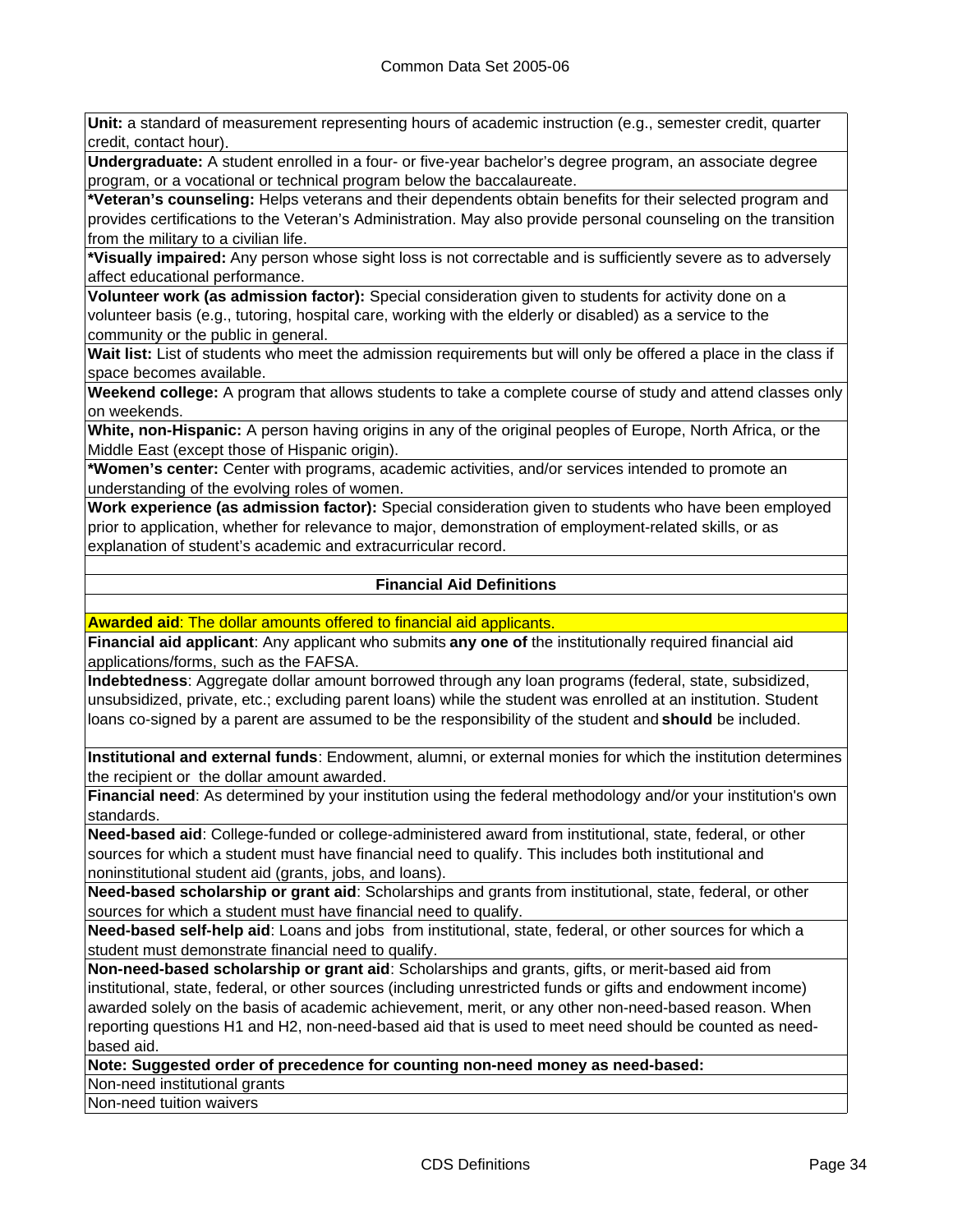**Unit:** a standard of measurement representing hours of academic instruction (e.g., semester credit, quarter credit, contact hour).

**Undergraduate:** A student enrolled in a four- or five-year bachelor's degree program, an associate degree program, or a vocational or technical program below the baccalaureate.

***Veteran's counseling:** Helps veterans and their dependents obtain benefits for their selected program and provides certifications to the Veteran's Administration. May also provide personal counseling on the transition from the military to a civilian life.

***Visually impaired:** Any person whose sight loss is not correctable and is sufficiently severe as to adversely affect educational performance.

**Volunteer work (as admission factor):** Special consideration given to students for activity done on a volunteer basis (e.g., tutoring, hospital care, working with the elderly or disabled) as a service to the community or the public in general.

**Wait list:** List of students who meet the admission requirements but will only be offered a place in the class if space becomes available.

**Weekend college:** A program that allows students to take a complete course of study and attend classes only on weekends.

**White, non-Hispanic:** A person having origins in any of the original peoples of Europe, North Africa, or the Middle East (except those of Hispanic origin).

***Women's center:** Center with programs, academic activities, and/or services intended to promote an understanding of the evolving roles of women.

**Work experience (as admission factor):** Special consideration given to students who have been employed prior to application, whether for relevance to major, demonstration of employment-related skills, or as explanation of student's academic and extracurricular record.

## Financial Aid Definitions

**Awarded aid**: The dollar amounts offered to financial aid applicants.

**Financial aid applicant**: Any applicant who submits **any one of** the institutionally required financial aid applications/forms, such as the FAFSA.

**Indebtedness**: Aggregate dollar amount borrowed through any loan programs (federal, state, subsidized, unsubsidized, private, etc.; excluding parent loans) while the student was enrolled at an institution. Student loans co-signed by a parent are assumed to be the responsibility of the student and **should** be included.

**Institutional and external funds**: Endowment, alumni, or external monies for which the institution determines the recipient or the dollar amount awarded.

**Financial need**: As determined by your institution using the federal methodology and/or your institution's own standards.

**Need-based aid**: College-funded or college-administered award from institutional, state, federal, or other sources for which a student must have financial need to qualify. This includes both institutional and noninstitutional student aid (grants, jobs, and loans).

**Need-based scholarship or grant aid**: Scholarships and grants from institutional, state, federal, or other sources for which a student must have financial need to qualify.

**Need-based self-help aid**: Loans and jobs from institutional, state, federal, or other sources for which a student must demonstrate financial need to qualify.

**Non-need-based scholarship or grant aid**: Scholarships and grants, gifts, or merit-based aid from institutional, state, federal, or other sources (including unrestricted funds or gifts and endowment income) awarded solely on the basis of academic achievement, merit, or any other non-need-based reason. When reporting questions H1 and H2, non-need-based aid that is used to meet need should be counted as need-based aid.

**Note: Suggested order of precedence for counting non-need money as need-based:**

Non-need institutional grants

Non-need tuition waivers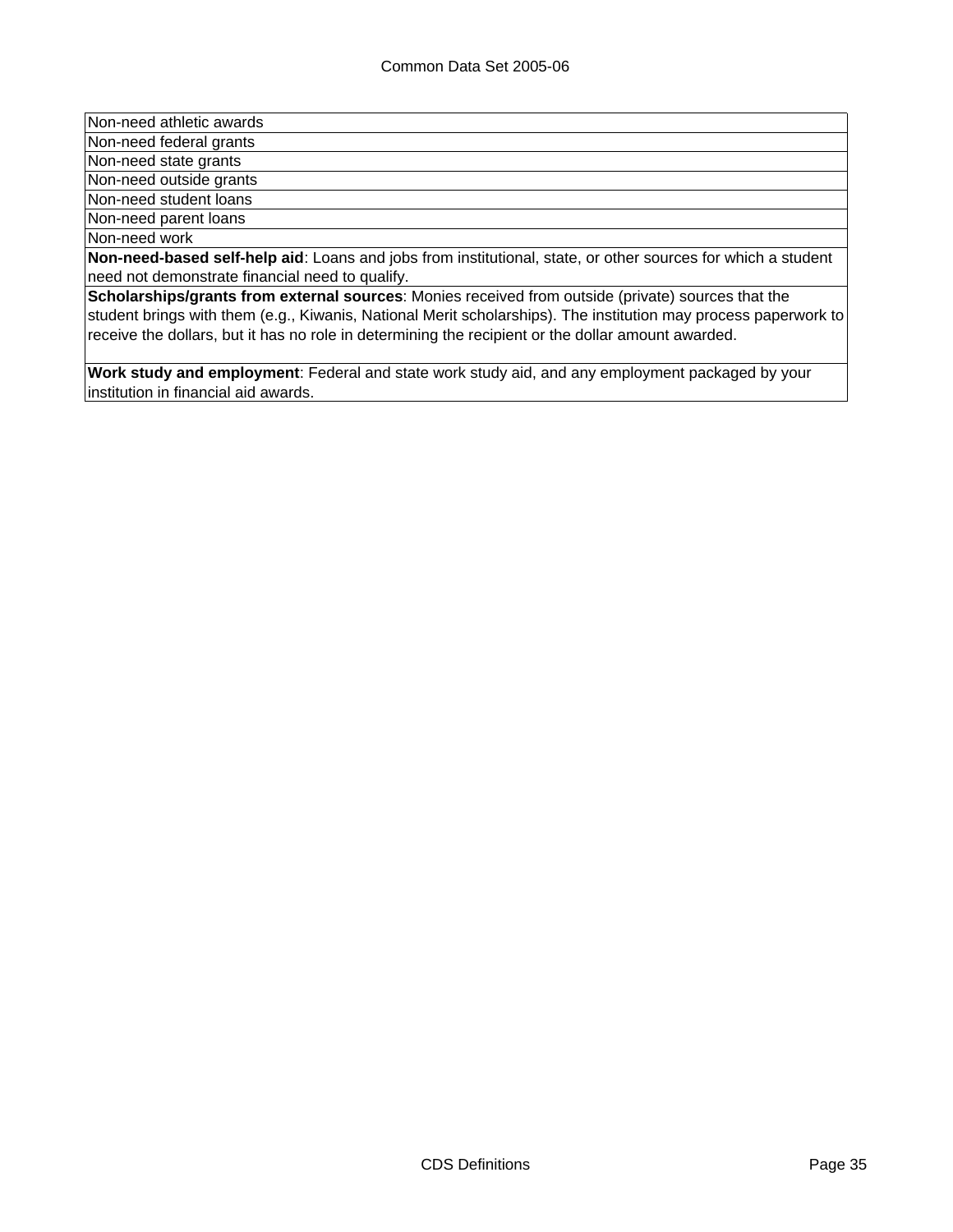| |
|---|
| Non-need athletic awards |
| Non-need federal grants |
| Non-need state grants |
| Non-need outside grants |
| Non-need student loans |
| Non-need parent loans |
| Non-need work |
| **Non-need-based self-help aid**: Loans and jobs from institutional, state, or other sources for which a student need not demonstrate financial need to qualify. |
| **Scholarships/grants from external sources**: Monies received from outside (private) sources that the student brings with them (e.g., Kiwanis, National Merit scholarships). The institution may process paperwork to receive the dollars, but it has no role in determining the recipient or the dollar amount awarded. |
| **Work study and employment**: Federal and state work study aid, and any employment packaged by your institution in financial aid awards. |